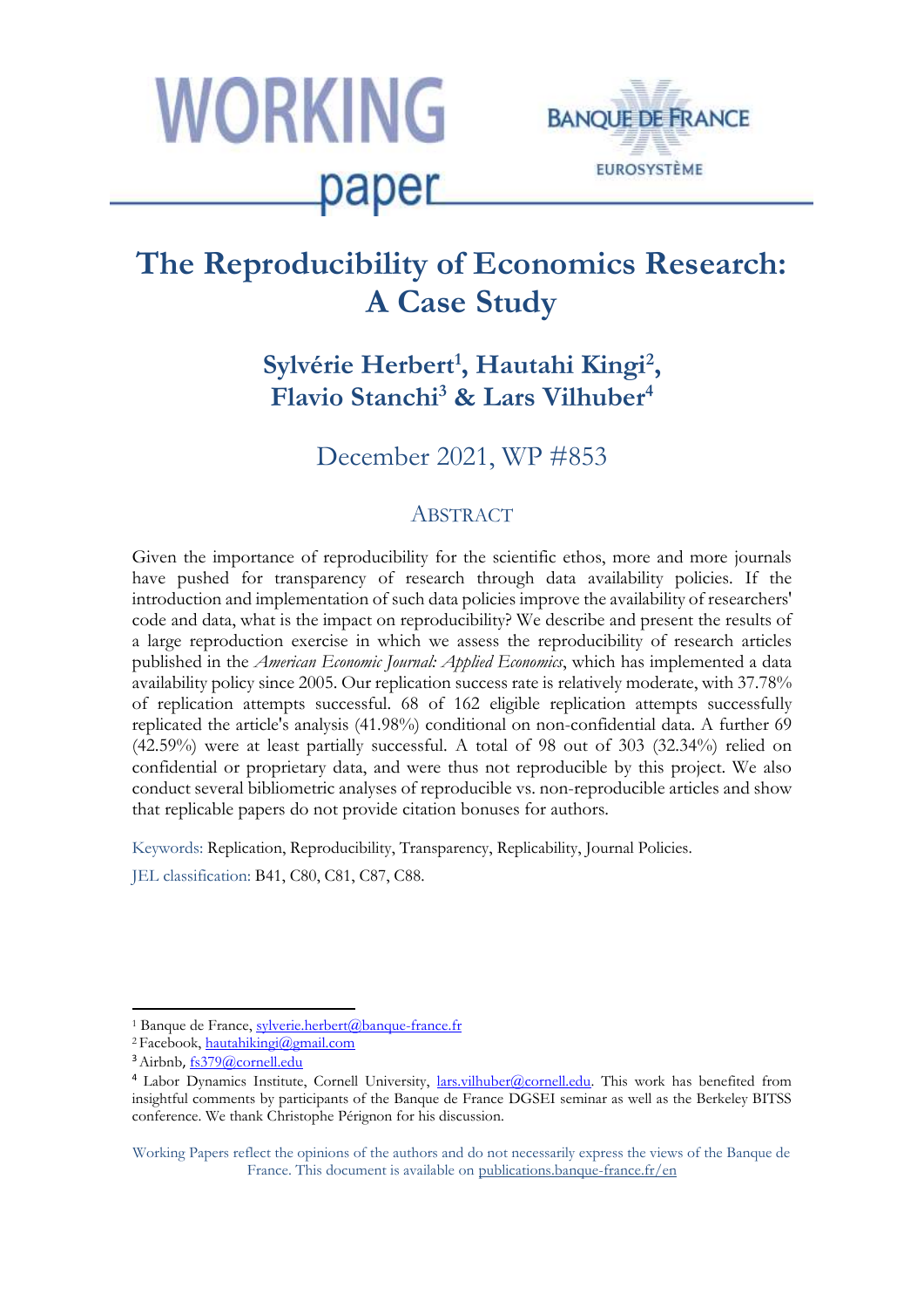WORKING paper

BANQUE DE FRANCE

EUROSYSTÈME

# The Reproducibility of Economics Research: A Case Study

## Sylvérie Herbert[1], Hautahi Kingi[2], Flavio Stanchi[3] & Lars Vilhuber[4]

December 2021, WP #853

## ABSTRACT

Given the importance of reproducibility for the scientific ethos, more and more journals have pushed for transparency of research through data availability policies. If the introduction and implementation of such data policies improve the availability of researchers' code and data, what is the impact on reproducibility? We describe and present the results of a large reproduction exercise in which we assess the reproducibility of research articles published in the *American Economic Journal: Applied Economics*, which has implemented a data availability policy since 2005. Our replication success rate is relatively moderate, with 37.78% of replication attempts successful. 68 of 162 eligible replication attempts successfully replicated the article's analysis (41.98%) conditional on non-confidential data. A further 69 (42.59%) were at least partially successful. A total of 98 out of 303 (32.34%) relied on confidential or proprietary data, and were thus not reproducible by this project. We also conduct several bibliometric analyses of reproducible vs. non-reproducible articles and show that replicable papers do not provide citation bonuses for authors.

Keywords: Replication, Reproducibility, Transparency, Replicability, Journal Policies.

JEL classification: B41, C80, C81, C87, C88.

[1] Banque de France, sylverie.herbert@banque-france.fr

[2] Facebook, hautahikingi@gmail.com

[3] Airbnb, fs379@cornell.edu

[4] Labor Dynamics Institute, Cornell University, lars.vilhuber@cornell.edu. This work has benefited from insightful comments by participants of the Banque de France DGSEI seminar as well as the Berkeley BITSS conference. We thank Christophe Pérignon for his discussion.

Working Papers reflect the opinions of the authors and do not necessarily express the views of the Banque de France. This document is available on publications.banque-france.fr/en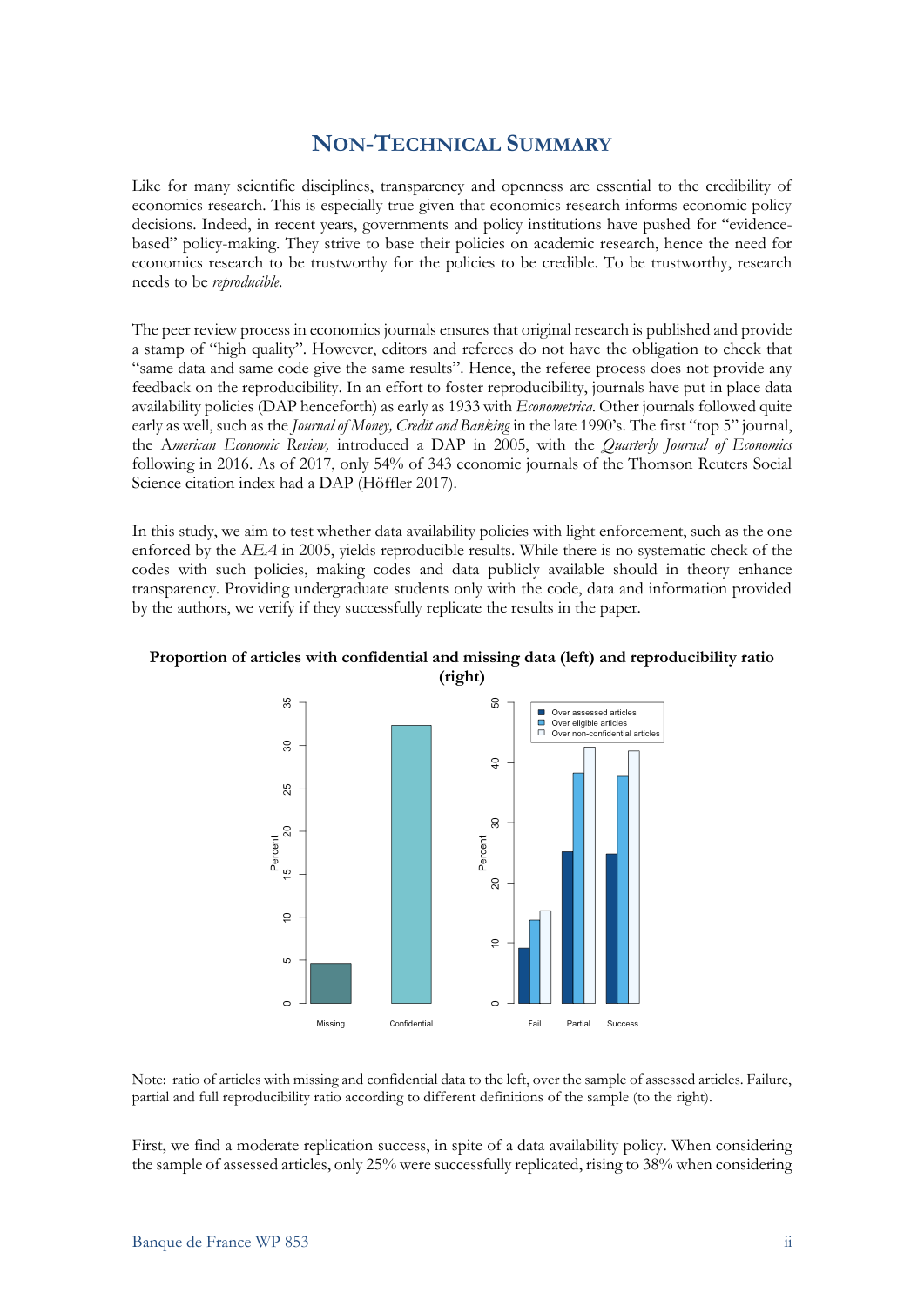## NON-TECHNICAL SUMMARY

Like for many scientific disciplines, transparency and openness are essential to the credibility of economics research. This is especially true given that economics research informs economic policy decisions. Indeed, in recent years, governments and policy institutions have pushed for "evidence-based" policy-making. They strive to base their policies on academic research, hence the need for economics research to be trustworthy for the policies to be credible. To be trustworthy, research needs to be *reproducible*.

The peer review process in economics journals ensures that original research is published and provide a stamp of "high quality". However, editors and referees do not have the obligation to check that "same data and same code give the same results". Hence, the referee process does not provide any feedback on the reproducibility. In an effort to foster reproducibility, journals have put in place data availability policies (DAP henceforth) as early as 1933 with *Econometrica*. Other journals followed quite early as well, such as the *Journal of Money, Credit and Banking* in the late 1990's. The first "top 5" journal, the A*merican Economic Review,* introduced a DAP in 2005, with the *Quarterly Journal of Economics* following in 2016. As of 2017, only 54% of 343 economic journals of the Thomson Reuters Social Science citation index had a DAP (Höffler 2017).

In this study, we aim to test whether data availability policies with light enforcement, such as the one enforced by the *AEA* in 2005, yields reproducible results. While there is no systematic check of the codes with such policies, making codes and data publicly available should in theory enhance transparency. Providing undergraduate students only with the code, data and information provided by the authors, we verify if they successfully replicate the results in the paper.

**Proportion of articles with confidential and missing data (left) and reproducibility ratio (right)**

Note: ratio of articles with missing and confidential data to the left, over the sample of assessed articles. Failure, partial and full reproducibility ratio according to different definitions of the sample (to the right).

First, we find a moderate replication success, in spite of a data availability policy. When considering the sample of assessed articles, only 25% were successfully replicated, rising to 38% when considering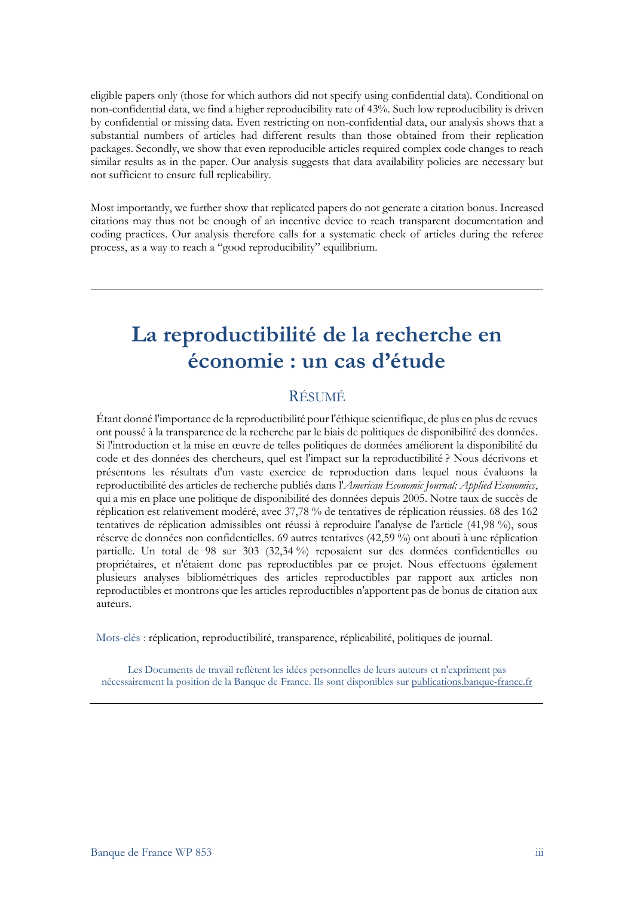eligible papers only (those for which authors did not specify using confidential data). Conditional on non-confidential data, we find a higher reproducibility rate of 43%. Such low reproducibility is driven by confidential or missing data. Even restricting on non-confidential data, our analysis shows that a substantial numbers of articles had different results than those obtained from their replication packages. Secondly, we show that even reproducible articles required complex code changes to reach similar results as in the paper. Our analysis suggests that data availability policies are necessary but not sufficient to ensure full replicability.

Most importantly, we further show that replicated papers do not generate a citation bonus. Increased citations may thus not be enough of an incentive device to reach transparent documentation and coding practices. Our analysis therefore calls for a systematic check of articles during the referee process, as a way to reach a "good reproducibility" equilibrium.

---

# La reproductibilité de la recherche en économie : un cas d'étude

## RÉSUMÉ

Étant donné l'importance de la reproductibilité pour l'éthique scientifique, de plus en plus de revues ont poussé à la transparence de la recherche par le biais de politiques de disponibilité des données. Si l'introduction et la mise en œuvre de telles politiques de données améliorent la disponibilité du code et des données des chercheurs, quel est l'impact sur la reproductibilité ? Nous décrivons et présentons les résultats d'un vaste exercice de reproduction dans lequel nous évaluons la reproductibilité des articles de recherche publiés dans l'*American Economic Journal: Applied Economics*, qui a mis en place une politique de disponibilité des données depuis 2005. Notre taux de succès de réplication est relativement modéré, avec 37,78 % de tentatives de réplication réussies. 68 des 162 tentatives de réplication admissibles ont réussi à reproduire l'analyse de l'article (41,98 %), sous réserve de données non confidentielles. 69 autres tentatives (42,59 %) ont abouti à une réplication partielle. Un total de 98 sur 303 (32,34 %) reposaient sur des données confidentielles ou propriétaires, et n'étaient donc pas reproductibles par ce projet. Nous effectuons également plusieurs analyses bibliométriques des articles reproductibles par rapport aux articles non reproductibles et montrons que les articles reproductibles n'apportent pas de bonus de citation aux auteurs.

Mots-clés : réplication, reproductibilité, transparence, réplicabilité, politiques de journal.

Les Documents de travail reflètent les idées personnelles de leurs auteurs et n'expriment pas nécessairement la position de la Banque de France. Ils sont disponibles sur publications.banque-france.fr

---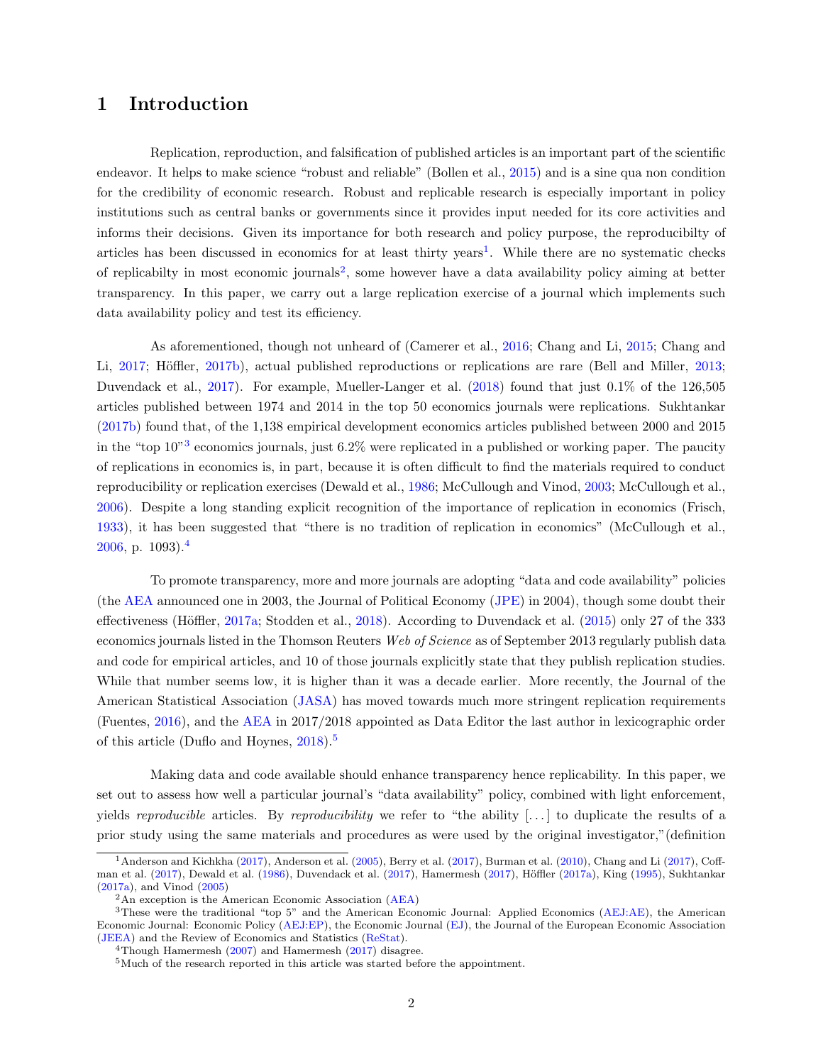# 1 Introduction

Replication, reproduction, and falsification of published articles is an important part of the scientific endeavor. It helps to make science "robust and reliable" (Bollen et al., 2015) and is a sine qua non condition for the credibility of economic research. Robust and replicable research is especially important in policy institutions such as central banks or governments since it provides input needed for its core activities and informs their decisions. Given its importance for both research and policy purpose, the reproducibilty of articles has been discussed in economics for at least thirty years[1]. While there are no systematic checks of replicabilty in most economic journals[2], some however have a data availability policy aiming at better transparency. In this paper, we carry out a large replication exercise of a journal which implements such data availability policy and test its efficiency.

As aforementioned, though not unheard of (Camerer et al., 2016; Chang and Li, 2015; Chang and Li, 2017; Höffler, 2017b), actual published reproductions or replications are rare (Bell and Miller, 2013; Duvendack et al., 2017). For example, Mueller-Langer et al. (2018) found that just 0.1% of the 126,505 articles published between 1974 and 2014 in the top 50 economics journals were replications. Sukhtankar (2017b) found that, of the 1,138 empirical development economics articles published between 2000 and 2015 in the "top 10"[3] economics journals, just 6.2% were replicated in a published or working paper. The paucity of replications in economics is, in part, because it is often difficult to find the materials required to conduct reproducibility or replication exercises (Dewald et al., 1986; McCullough and Vinod, 2003; McCullough et al., 2006). Despite a long standing explicit recognition of the importance of replication in economics (Frisch, 1933), it has been suggested that "there is no tradition of replication in economics" (McCullough et al., 2006, p. 1093).[4]

To promote transparency, more and more journals are adopting "data and code availability" policies (the AEA announced one in 2003, the Journal of Political Economy (JPE) in 2004), though some doubt their effectiveness (Höffler, 2017a; Stodden et al., 2018). According to Duvendack et al. (2015) only 27 of the 333 economics journals listed in the Thomson Reuters *Web of Science* as of September 2013 regularly publish data and code for empirical articles, and 10 of those journals explicitly state that they publish replication studies. While that number seems low, it is higher than it was a decade earlier. More recently, the Journal of the American Statistical Association (JASA) has moved towards much more stringent replication requirements (Fuentes, 2016), and the AEA in 2017/2018 appointed as Data Editor the last author in lexicographic order of this article (Duflo and Hoynes, 2018).[5]

Making data and code available should enhance transparency hence replicability. In this paper, we set out to assess how well a particular journal's "data availability" policy, combined with light enforcement, yields *reproducible* articles. By *reproducibility* we refer to "the ability [...] to duplicate the results of a prior study using the same materials and procedures as were used by the original investigator,"(definition

[1] Anderson and Kichkha (2017), Anderson et al. (2005), Berry et al. (2017), Burman et al. (2010), Chang and Li (2017), Coffman et al. (2017), Dewald et al. (1986), Duvendack et al. (2017), Hamermesh (2017), Höffler (2017a), King (1995), Sukhtankar (2017a), and Vinod (2005)

[2] An exception is the American Economic Association (AEA)

[3] These were the traditional "top 5" and the American Economic Journal: Applied Economics (AEJ:AE), the American Economic Journal: Economic Policy (AEJ:EP), the Economic Journal (EJ), the Journal of the European Economic Association (JEEA) and the Review of Economics and Statistics (ReStat).

[4] Though Hamermesh (2007) and Hamermesh (2017) disagree.

[5] Much of the research reported in this article was started before the appointment.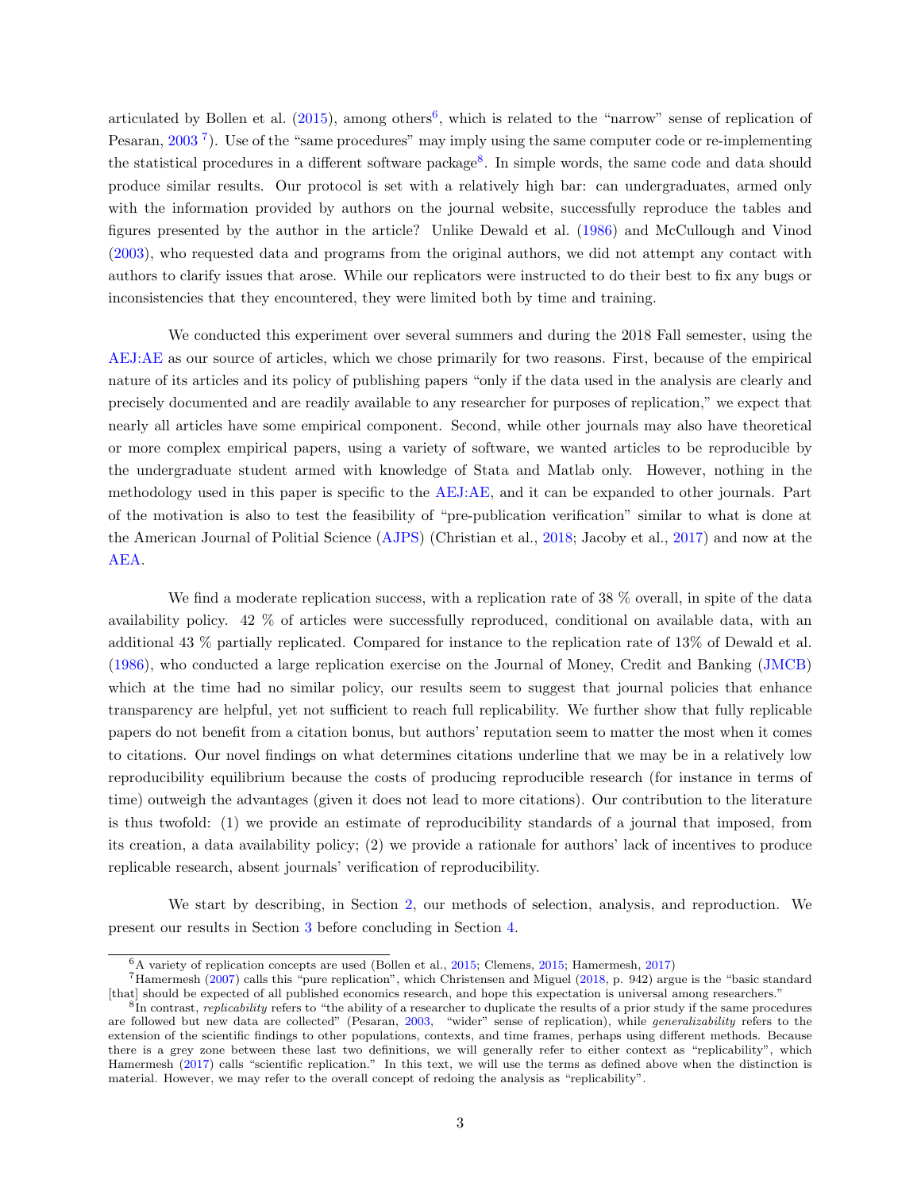articulated by Bollen et al. (2015), among others[6], which is related to the "narrow" sense of replication of Pesaran, 2003 [7]). Use of the "same procedures" may imply using the same computer code or re-implementing the statistical procedures in a different software package[8]. In simple words, the same code and data should produce similar results. Our protocol is set with a relatively high bar: can undergraduates, armed only with the information provided by authors on the journal website, successfully reproduce the tables and figures presented by the author in the article? Unlike Dewald et al. (1986) and McCullough and Vinod (2003), who requested data and programs from the original authors, we did not attempt any contact with authors to clarify issues that arose. While our replicators were instructed to do their best to fix any bugs or inconsistencies that they encountered, they were limited both by time and training.

We conducted this experiment over several summers and during the 2018 Fall semester, using the AEJ:AE as our source of articles, which we chose primarily for two reasons. First, because of the empirical nature of its articles and its policy of publishing papers "only if the data used in the analysis are clearly and precisely documented and are readily available to any researcher for purposes of replication," we expect that nearly all articles have some empirical component. Second, while other journals may also have theoretical or more complex empirical papers, using a variety of software, we wanted articles to be reproducible by the undergraduate student armed with knowledge of Stata and Matlab only. However, nothing in the methodology used in this paper is specific to the AEJ:AE, and it can be expanded to other journals. Part of the motivation is also to test the feasibility of "pre-publication verification" similar to what is done at the American Journal of Politial Science (AJPS) (Christian et al., 2018; Jacoby et al., 2017) and now at the AEA.

We find a moderate replication success, with a replication rate of 38 % overall, in spite of the data availability policy. 42 % of articles were successfully reproduced, conditional on available data, with an additional 43 % partially replicated. Compared for instance to the replication rate of 13% of Dewald et al. (1986), who conducted a large replication exercise on the Journal of Money, Credit and Banking (JMCB) which at the time had no similar policy, our results seem to suggest that journal policies that enhance transparency are helpful, yet not sufficient to reach full replicability. We further show that fully replicable papers do not benefit from a citation bonus, but authors' reputation seem to matter the most when it comes to citations. Our novel findings on what determines citations underline that we may be in a relatively low reproducibility equilibrium because the costs of producing reproducible research (for instance in terms of time) outweigh the advantages (given it does not lead to more citations). Our contribution to the literature is thus twofold: (1) we provide an estimate of reproducibility standards of a journal that imposed, from its creation, a data availability policy; (2) we provide a rationale for authors' lack of incentives to produce replicable research, absent journals' verification of reproducibility.

We start by describing, in Section 2, our methods of selection, analysis, and reproduction. We present our results in Section 3 before concluding in Section 4.

[6] A variety of replication concepts are used (Bollen et al., 2015; Clemens, 2015; Hamermesh, 2017)

[7] Hamermesh (2007) calls this "pure replication", which Christensen and Miguel (2018, p. 942) argue is the "basic standard [that] should be expected of all published economics research, and hope this expectation is universal among researchers."

[8] In contrast, *replicability* refers to "the ability of a researcher to duplicate the results of a prior study if the same procedures are followed but new data are collected" (Pesaran, 2003, "wider" sense of replication), while *generalizability* refers to the extension of the scientific findings to other populations, contexts, and time frames, perhaps using different methods. Because there is a grey zone between these last two definitions, we will generally refer to either context as "replicability", which Hamermesh (2017) calls "scientific replication." In this text, we will use the terms as defined above when the distinction is material. However, we may refer to the overall concept of redoing the analysis as "replicability".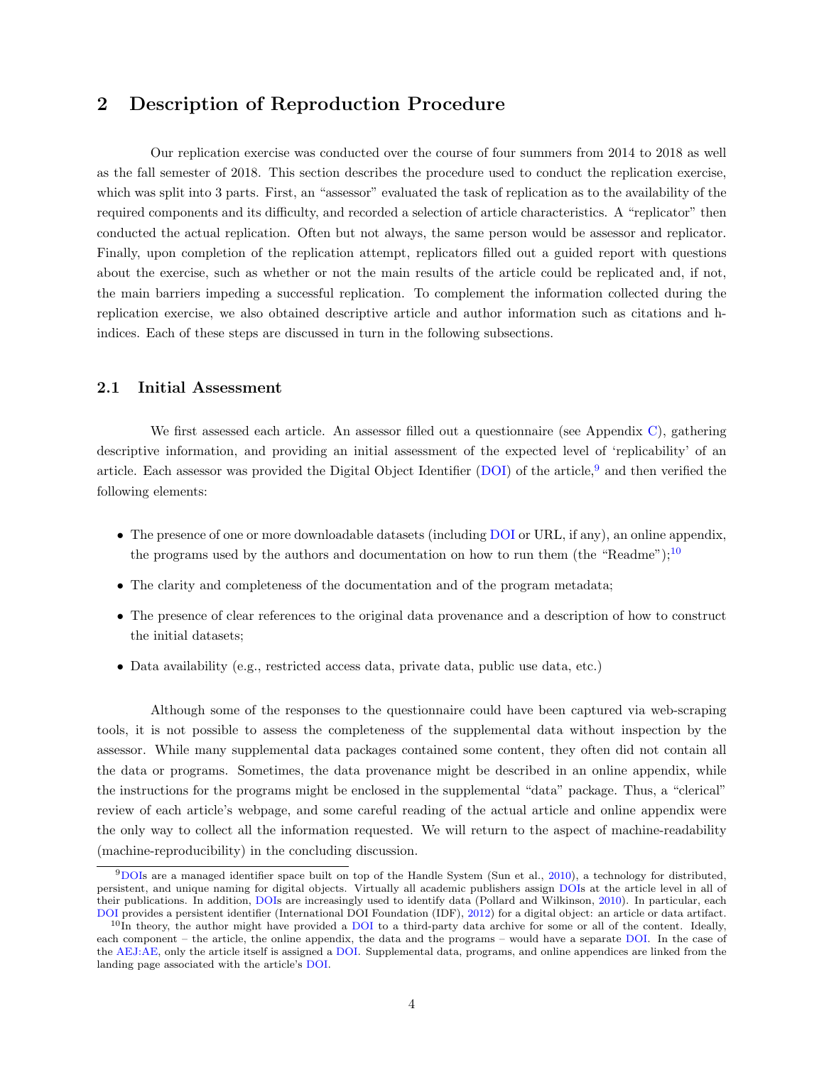## 2 Description of Reproduction Procedure

Our replication exercise was conducted over the course of four summers from 2014 to 2018 as well as the fall semester of 2018. This section describes the procedure used to conduct the replication exercise, which was split into 3 parts. First, an "assessor" evaluated the task of replication as to the availability of the required components and its difficulty, and recorded a selection of article characteristics. A "replicator" then conducted the actual replication. Often but not always, the same person would be assessor and replicator. Finally, upon completion of the replication attempt, replicators filled out a guided report with questions about the exercise, such as whether or not the main results of the article could be replicated and, if not, the main barriers impeding a successful replication. To complement the information collected during the replication exercise, we also obtained descriptive article and author information such as citations and h-indices. Each of these steps are discussed in turn in the following subsections.

### 2.1 Initial Assessment

We first assessed each article. An assessor filled out a questionnaire (see Appendix C), gathering descriptive information, and providing an initial assessment of the expected level of 'replicability' of an article. Each assessor was provided the Digital Object Identifier (DOI) of the article,[9] and then verified the following elements:

- The presence of one or more downloadable datasets (including DOI or URL, if any), an online appendix, the programs used by the authors and documentation on how to run them (the "Readme");[10]
- The clarity and completeness of the documentation and of the program metadata;
- The presence of clear references to the original data provenance and a description of how to construct the initial datasets;
- Data availability (e.g., restricted access data, private data, public use data, etc.)

Although some of the responses to the questionnaire could have been captured via web-scraping tools, it is not possible to assess the completeness of the supplemental data without inspection by the assessor. While many supplemental data packages contained some content, they often did not contain all the data or programs. Sometimes, the data provenance might be described in an online appendix, while the instructions for the programs might be enclosed in the supplemental "data" package. Thus, a "clerical" review of each article's webpage, and some careful reading of the actual article and online appendix were the only way to collect all the information requested. We will return to the aspect of machine-readability (machine-reproducibility) in the concluding discussion.

[9] DOIs are a managed identifier space built on top of the Handle System (Sun et al., 2010), a technology for distributed, persistent, and unique naming for digital objects. Virtually all academic publishers assign DOIs at the article level in all of their publications. In addition, DOIs are increasingly used to identify data (Pollard and Wilkinson, 2010). In particular, each DOI provides a persistent identifier (International DOI Foundation (IDF), 2012) for a digital object: an article or data artifact.

[10] In theory, the author might have provided a DOI to a third-party data archive for some or all of the content. Ideally, each component – the article, the online appendix, the data and the programs – would have a separate DOI. In the case of the AEJ:AE, only the article itself is assigned a DOI. Supplemental data, programs, and online appendices are linked from the landing page associated with the article's DOI.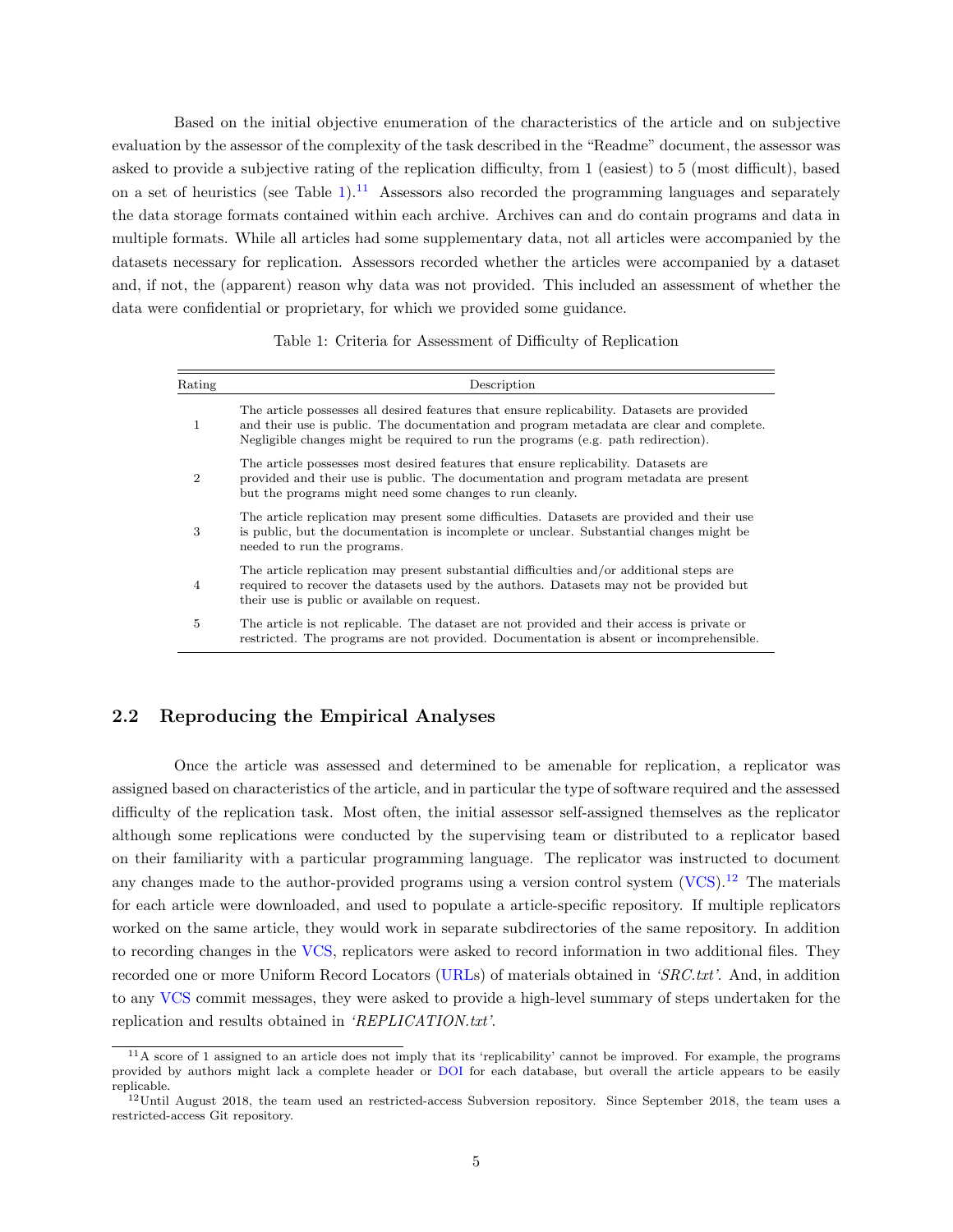Based on the initial objective enumeration of the characteristics of the article and on subjective evaluation by the assessor of the complexity of the task described in the "Readme" document, the assessor was asked to provide a subjective rating of the replication difficulty, from 1 (easiest) to 5 (most difficult), based on a set of heuristics (see Table 1).[11] Assessors also recorded the programming languages and separately the data storage formats contained within each archive. Archives can and do contain programs and data in multiple formats. While all articles had some supplementary data, not all articles were accompanied by the datasets necessary for replication. Assessors recorded whether the articles were accompanied by a dataset and, if not, the (apparent) reason why data was not provided. This included an assessment of whether the data were confidential or proprietary, for which we provided some guidance.

Table 1: Criteria for Assessment of Difficulty of Replication

| Rating | Description |
|---|---|
| 1 | The article possesses all desired features that ensure replicability. Datasets are provided and their use is public. The documentation and program metadata are clear and complete. Negligible changes might be required to run the programs (e.g. path redirection). |
| 2 | The article possesses most desired features that ensure replicability. Datasets are provided and their use is public. The documentation and program metadata are present but the programs might need some changes to run cleanly. |
| 3 | The article replication may present some difficulties. Datasets are provided and their use is public, but the documentation is incomplete or unclear. Substantial changes might be needed to run the programs. |
| 4 | The article replication may present substantial difficulties and/or additional steps are required to recover the datasets used by the authors. Datasets may not be provided but their use is public or available on request. |
| 5 | The article is not replicable. The dataset are not provided and their access is private or restricted. The programs are not provided. Documentation is absent or incomprehensible. |

## 2.2 Reproducing the Empirical Analyses

Once the article was assessed and determined to be amenable for replication, a replicator was assigned based on characteristics of the article, and in particular the type of software required and the assessed difficulty of the replication task. Most often, the initial assessor self-assigned themselves as the replicator although some replications were conducted by the supervising team or distributed to a replicator based on their familiarity with a particular programming language. The replicator was instructed to document any changes made to the author-provided programs using a version control system (VCS).[12] The materials for each article were downloaded, and used to populate a article-specific repository. If multiple replicators worked on the same article, they would work in separate subdirectories of the same repository. In addition to recording changes in the VCS, replicators were asked to record information in two additional files. They recorded one or more Uniform Record Locators (URLs) of materials obtained in *'SRC.txt'*. And, in addition to any VCS commit messages, they were asked to provide a high-level summary of steps undertaken for the replication and results obtained in *'REPLICATION.txt'*.

[11] A score of 1 assigned to an article does not imply that its 'replicability' cannot be improved. For example, the programs provided by authors might lack a complete header or DOI for each database, but overall the article appears to be easily replicable.

[12] Until August 2018, the team used an restricted-access Subversion repository. Since September 2018, the team uses a restricted-access Git repository.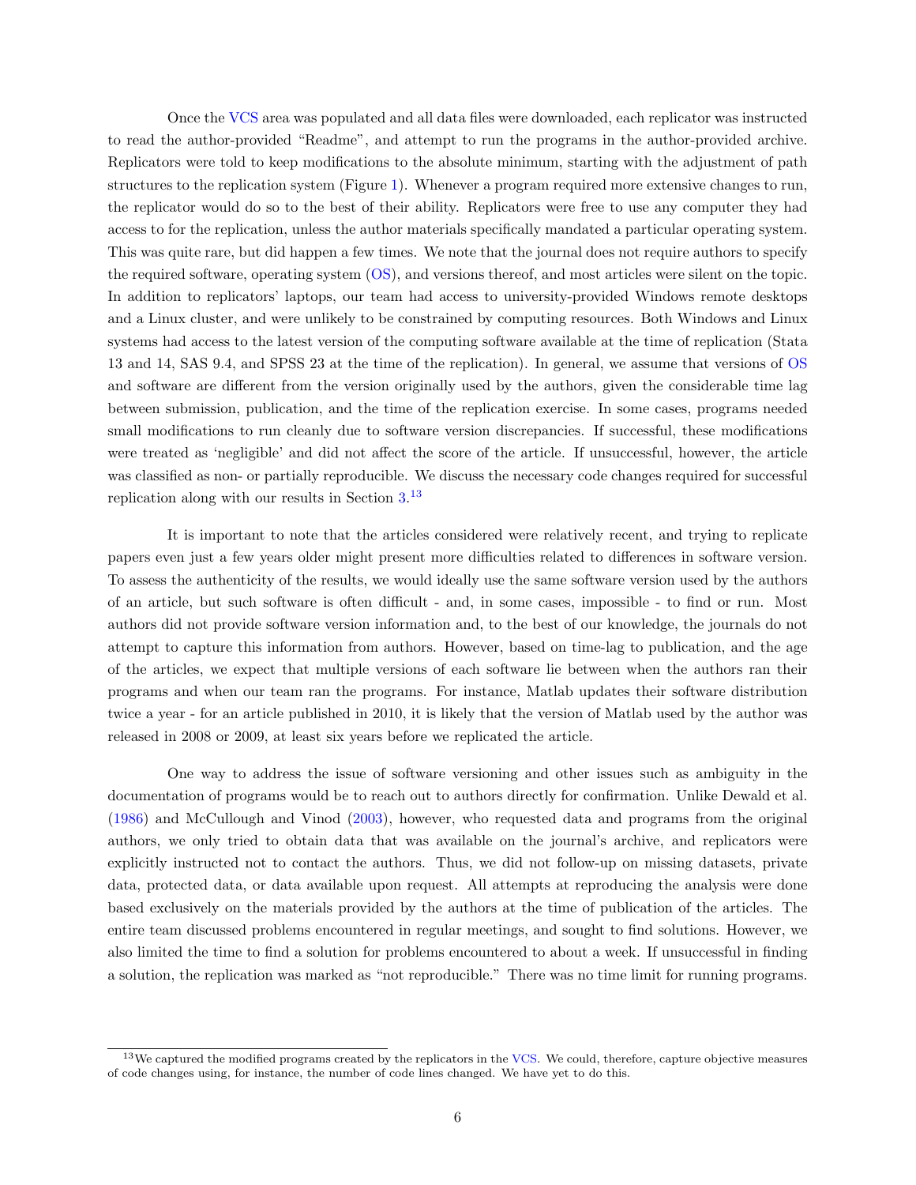Once the VCS area was populated and all data files were downloaded, each replicator was instructed to read the author-provided "Readme", and attempt to run the programs in the author-provided archive. Replicators were told to keep modifications to the absolute minimum, starting with the adjustment of path structures to the replication system (Figure 1). Whenever a program required more extensive changes to run, the replicator would do so to the best of their ability. Replicators were free to use any computer they had access to for the replication, unless the author materials specifically mandated a particular operating system. This was quite rare, but did happen a few times. We note that the journal does not require authors to specify the required software, operating system (OS), and versions thereof, and most articles were silent on the topic. In addition to replicators' laptops, our team had access to university-provided Windows remote desktops and a Linux cluster, and were unlikely to be constrained by computing resources. Both Windows and Linux systems had access to the latest version of the computing software available at the time of replication (Stata 13 and 14, SAS 9.4, and SPSS 23 at the time of the replication). In general, we assume that versions of OS and software are different from the version originally used by the authors, given the considerable time lag between submission, publication, and the time of the replication exercise. In some cases, programs needed small modifications to run cleanly due to software version discrepancies. If successful, these modifications were treated as 'negligible' and did not affect the score of the article. If unsuccessful, however, the article was classified as non- or partially reproducible. We discuss the necessary code changes required for successful replication along with our results in Section 3.[13]

It is important to note that the articles considered were relatively recent, and trying to replicate papers even just a few years older might present more difficulties related to differences in software version. To assess the authenticity of the results, we would ideally use the same software version used by the authors of an article, but such software is often difficult - and, in some cases, impossible - to find or run. Most authors did not provide software version information and, to the best of our knowledge, the journals do not attempt to capture this information from authors. However, based on time-lag to publication, and the age of the articles, we expect that multiple versions of each software lie between when the authors ran their programs and when our team ran the programs. For instance, Matlab updates their software distribution twice a year - for an article published in 2010, it is likely that the version of Matlab used by the author was released in 2008 or 2009, at least six years before we replicated the article.

One way to address the issue of software versioning and other issues such as ambiguity in the documentation of programs would be to reach out to authors directly for confirmation. Unlike Dewald et al. (1986) and McCullough and Vinod (2003), however, who requested data and programs from the original authors, we only tried to obtain data that was available on the journal's archive, and replicators were explicitly instructed not to contact the authors. Thus, we did not follow-up on missing datasets, private data, protected data, or data available upon request. All attempts at reproducing the analysis were done based exclusively on the materials provided by the authors at the time of publication of the articles. The entire team discussed problems encountered in regular meetings, and sought to find solutions. However, we also limited the time to find a solution for problems encountered to about a week. If unsuccessful in finding a solution, the replication was marked as "not reproducible." There was no time limit for running programs.

[13] We captured the modified programs created by the replicators in the VCS. We could, therefore, capture objective measures of code changes using, for instance, the number of code lines changed. We have yet to do this.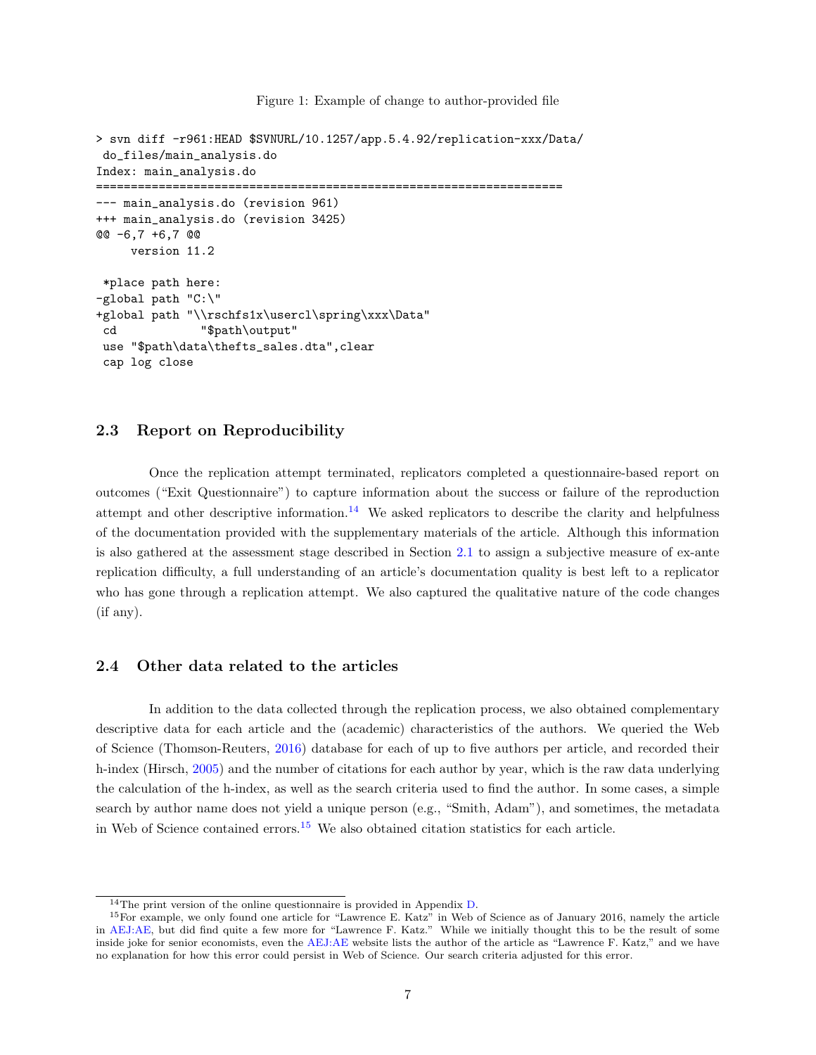Figure 1: Example of change to author-provided file

```
> svn diff -r961:HEAD $SVNURL/10.1257/app.5.4.92/replication-xxx/Data/
 do_files/main_analysis.do
Index: main_analysis.do
===================================================================
--- main_analysis.do (revision 961)
+++ main_analysis.do (revision 3425)
@@ -6,7 +6,7 @@
     version 11.2

 *place path here:
-global path "C:\"
+global path "\\rschfs1x\usercl\spring\xxx\Data"
 cd            "$path\output"
 use "$path\data\thefts_sales.dta",clear
 cap log close
```

### 2.3 Report on Reproducibility

Once the replication attempt terminated, replicators completed a questionnaire-based report on outcomes ("Exit Questionnaire") to capture information about the success or failure of the reproduction attempt and other descriptive information.[14] We asked replicators to describe the clarity and helpfulness of the documentation provided with the supplementary materials of the article. Although this information is also gathered at the assessment stage described in Section 2.1 to assign a subjective measure of ex-ante replication difficulty, a full understanding of an article's documentation quality is best left to a replicator who has gone through a replication attempt. We also captured the qualitative nature of the code changes (if any).

### 2.4 Other data related to the articles

In addition to the data collected through the replication process, we also obtained complementary descriptive data for each article and the (academic) characteristics of the authors. We queried the Web of Science (Thomson-Reuters, 2016) database for each of up to five authors per article, and recorded their h-index (Hirsch, 2005) and the number of citations for each author by year, which is the raw data underlying the calculation of the h-index, as well as the search criteria used to find the author. In some cases, a simple search by author name does not yield a unique person (e.g., "Smith, Adam"), and sometimes, the metadata in Web of Science contained errors.[15] We also obtained citation statistics for each article.

---

[14] The print version of the online questionnaire is provided in Appendix D.

[15] For example, we only found one article for "Lawrence E. Katz" in Web of Science as of January 2016, namely the article in AEJ:AE, but did find quite a few more for "Lawrence F. Katz." While we initially thought this to be the result of some inside joke for senior economists, even the AEJ:AE website lists the author of the article as "Lawrence F. Katz," and we have no explanation for how this error could persist in Web of Science. Our search criteria adjusted for this error.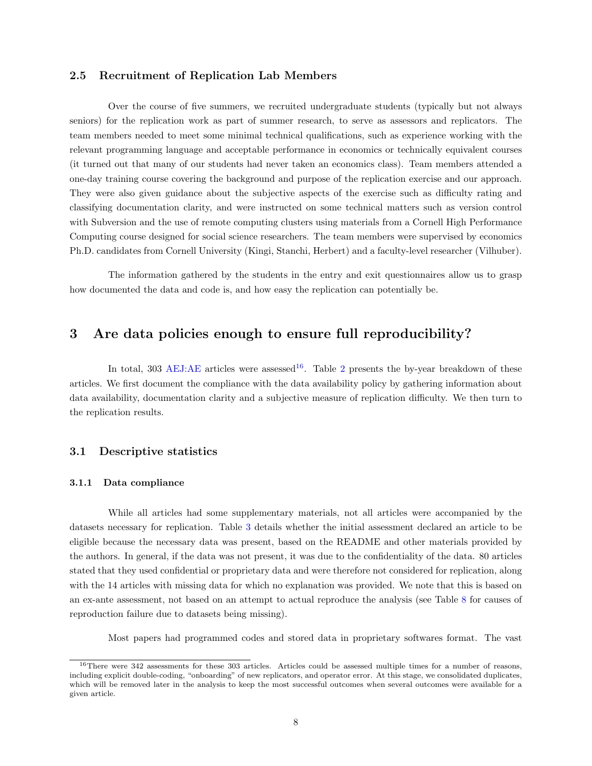### 2.5 Recruitment of Replication Lab Members

Over the course of five summers, we recruited undergraduate students (typically but not always seniors) for the replication work as part of summer research, to serve as assessors and replicators. The team members needed to meet some minimal technical qualifications, such as experience working with the relevant programming language and acceptable performance in economics or technically equivalent courses (it turned out that many of our students had never taken an economics class). Team members attended a one-day training course covering the background and purpose of the replication exercise and our approach. They were also given guidance about the subjective aspects of the exercise such as difficulty rating and classifying documentation clarity, and were instructed on some technical matters such as version control with Subversion and the use of remote computing clusters using materials from a Cornell High Performance Computing course designed for social science researchers. The team members were supervised by economics Ph.D. candidates from Cornell University (Kingi, Stanchi, Herbert) and a faculty-level researcher (Vilhuber).

The information gathered by the students in the entry and exit questionnaires allow us to grasp how documented the data and code is, and how easy the replication can potentially be.

## 3 Are data policies enough to ensure full reproducibility?

In total, 303 AEJ:AE articles were assessed[16]. Table 2 presents the by-year breakdown of these articles. We first document the compliance with the data availability policy by gathering information about data availability, documentation clarity and a subjective measure of replication difficulty. We then turn to the replication results.

### 3.1 Descriptive statistics

#### 3.1.1 Data compliance

While all articles had some supplementary materials, not all articles were accompanied by the datasets necessary for replication. Table 3 details whether the initial assessment declared an article to be eligible because the necessary data was present, based on the README and other materials provided by the authors. In general, if the data was not present, it was due to the confidentiality of the data. 80 articles stated that they used confidential or proprietary data and were therefore not considered for replication, along with the 14 articles with missing data for which no explanation was provided. We note that this is based on an ex-ante assessment, not based on an attempt to actual reproduce the analysis (see Table 8 for causes of reproduction failure due to datasets being missing).

Most papers had programmed codes and stored data in proprietary softwares format. The vast

[16] There were 342 assessments for these 303 articles. Articles could be assessed multiple times for a number of reasons, including explicit double-coding, "onboarding" of new replicators, and operator error. At this stage, we consolidated duplicates, which will be removed later in the analysis to keep the most successful outcomes when several outcomes were available for a given article.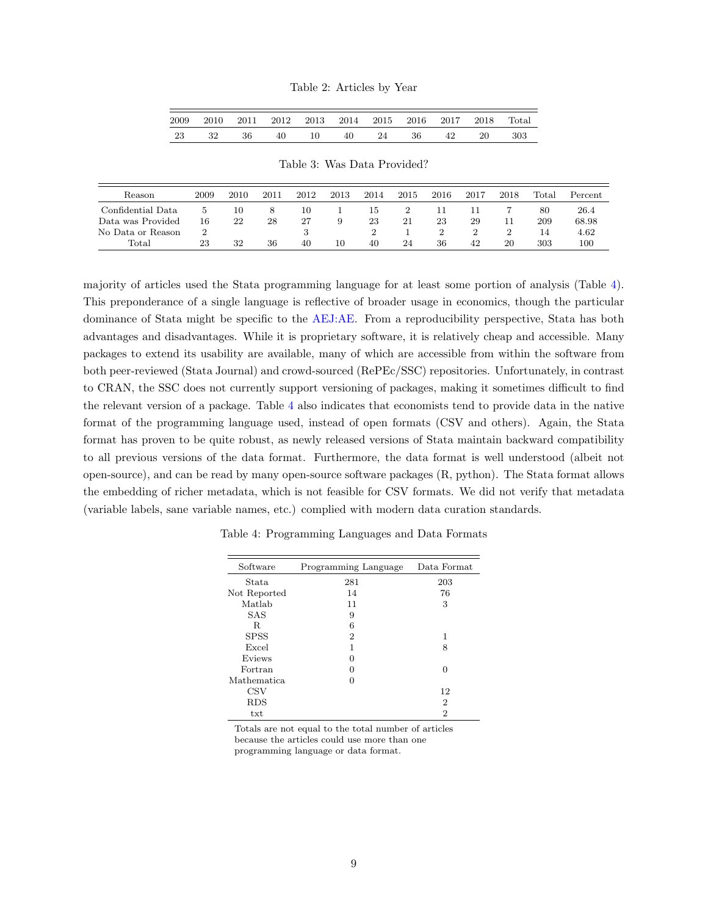Table 2: Articles by Year

| 2009 | 2010 | 2011 | 2012 | 2013 | 2014 | 2015 | 2016 | 2017 | 2018 | Total |
|---|---|---|---|---|---|---|---|---|---|---|
| 23 | 32 | 36 | 40 | 10 | 40 | 24 | 36 | 42 | 20 | 303 |

Table 3: Was Data Provided?

| Reason | 2009 | 2010 | 2011 | 2012 | 2013 | 2014 | 2015 | 2016 | 2017 | 2018 | Total | Percent |
|---|---|---|---|---|---|---|---|---|---|---|---|---|
| Confidential Data | 5 | 10 | 8 | 10 | 1 | 15 | 2 | 11 | 11 | 7 | 80 | 26.4 |
| Data was Provided | 16 | 22 | 28 | 27 | 9 | 23 | 21 | 23 | 29 | 11 | 209 | 68.98 |
| No Data or Reason | 2 | | | 3 | | 2 | 1 | 2 | 2 | 2 | 14 | 4.62 |
| Total | 23 | 32 | 36 | 40 | 10 | 40 | 24 | 36 | 42 | 20 | 303 | 100 |

majority of articles used the Stata programming language for at least some portion of analysis (Table 4). This preponderance of a single language is reflective of broader usage in economics, though the particular dominance of Stata might be specific to the AEJ:AE. From a reproducibility perspective, Stata has both advantages and disadvantages. While it is proprietary software, it is relatively cheap and accessible. Many packages to extend its usability are available, many of which are accessible from within the software from both peer-reviewed (Stata Journal) and crowd-sourced (RePEc/SSC) repositories. Unfortunately, in contrast to CRAN, the SSC does not currently support versioning of packages, making it sometimes difficult to find the relevant version of a package. Table 4 also indicates that economists tend to provide data in the native format of the programming language used, instead of open formats (CSV and others). Again, the Stata format has proven to be quite robust, as newly released versions of Stata maintain backward compatibility to all previous versions of the data format. Furthermore, the data format is well understood (albeit not open-source), and can be read by many open-source software packages (R, python). The Stata format allows the embedding of richer metadata, which is not feasible for CSV formats. We did not verify that metadata (variable labels, sane variable names, etc.) complied with modern data curation standards.

Table 4: Programming Languages and Data Formats

| Software | Programming Language | Data Format |
|---|---|---|
| Stata | 281 | 203 |
| Not Reported | 14 | 76 |
| Matlab | 11 | 3 |
| SAS | 9 | |
| R | 6 | |
| SPSS | 2 | 1 |
| Excel | 1 | 8 |
| Eviews | 0 | |
| Fortran | 0 | 0 |
| Mathematica | 0 | |
| CSV | | 12 |
| RDS | | 2 |
| txt | | 2 |

Totals are not equal to the total number of articles because the articles could use more than one programming language or data format.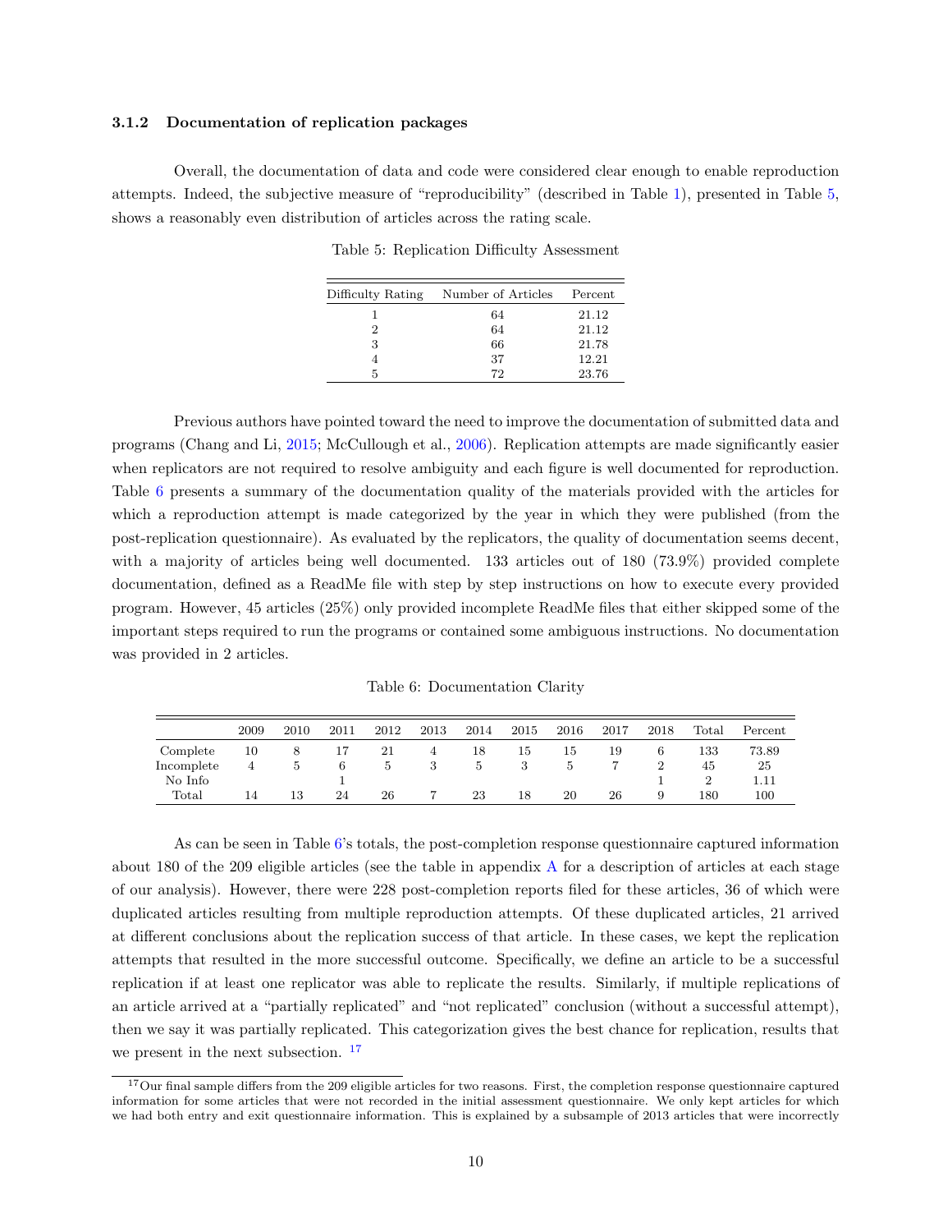### 3.1.2 Documentation of replication packages

Overall, the documentation of data and code were considered clear enough to enable reproduction attempts. Indeed, the subjective measure of "reproducibility" (described in Table 1), presented in Table 5, shows a reasonably even distribution of articles across the rating scale.

Table 5: Replication Difficulty Assessment

| Difficulty Rating | Number of Articles | Percent |
|---|---|---|
| 1 | 64 | 21.12 |
| 2 | 64 | 21.12 |
| 3 | 66 | 21.78 |
| 4 | 37 | 12.21 |
| 5 | 72 | 23.76 |

Previous authors have pointed toward the need to improve the documentation of submitted data and programs (Chang and Li, 2015; McCullough et al., 2006). Replication attempts are made significantly easier when replicators are not required to resolve ambiguity and each figure is well documented for reproduction. Table 6 presents a summary of the documentation quality of the materials provided with the articles for which a reproduction attempt is made categorized by the year in which they were published (from the post-replication questionnaire). As evaluated by the replicators, the quality of documentation seems decent, with a majority of articles being well documented. 133 articles out of 180 (73.9%) provided complete documentation, defined as a ReadMe file with step by step instructions on how to execute every provided program. However, 45 articles (25%) only provided incomplete ReadMe files that either skipped some of the important steps required to run the programs or contained some ambiguous instructions. No documentation was provided in 2 articles.

Table 6: Documentation Clarity

| | 2009 | 2010 | 2011 | 2012 | 2013 | 2014 | 2015 | 2016 | 2017 | 2018 | Total | Percent |
|---|---|---|---|---|---|---|---|---|---|---|---|---|
| Complete | 10 | 8 | 17 | 21 | 4 | 18 | 15 | 15 | 19 | 6 | 133 | 73.89 |
| Incomplete | 4 | 5 | 6 | 5 | 3 | 5 | 3 | 5 | 7 | 2 | 45 | 25 |
| No Info | | | 1 | | | | | | | 1 | 2 | 1.11 |
| Total | 14 | 13 | 24 | 26 | 7 | 23 | 18 | 20 | 26 | 9 | 180 | 100 |

As can be seen in Table 6's totals, the post-completion response questionnaire captured information about 180 of the 209 eligible articles (see the table in appendix A for a description of articles at each stage of our analysis). However, there were 228 post-completion reports filed for these articles, 36 of which were duplicated articles resulting from multiple reproduction attempts. Of these duplicated articles, 21 arrived at different conclusions about the replication success of that article. In these cases, we kept the replication attempts that resulted in the more successful outcome. Specifically, we define an article to be a successful replication if at least one replicator was able to replicate the results. Similarly, if multiple replications of an article arrived at a "partially replicated" and "not replicated" conclusion (without a successful attempt), then we say it was partially replicated. This categorization gives the best chance for replication, results that we present in the next subsection. [17]

[17] Our final sample differs from the 209 eligible articles for two reasons. First, the completion response questionnaire captured information for some articles that were not recorded in the initial assessment questionnaire. We only kept articles for which we had both entry and exit questionnaire information. This is explained by a subsample of 2013 articles that were incorrectly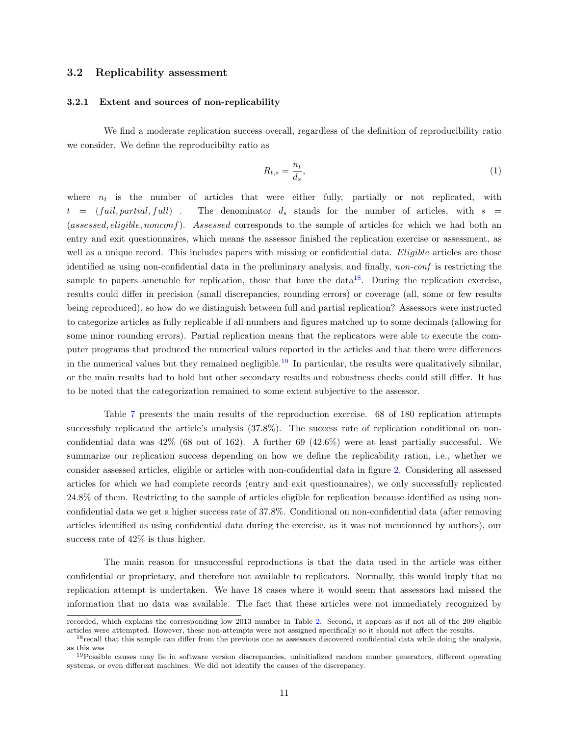### 3.2 Replicability assessment

#### 3.2.1 Extent and sources of non-replicability

We find a moderate replication success overall, regardless of the definition of reproducibility ratio we consider. We define the reproducibilty ratio as

$$R_{t,s} = \frac{n_t}{d_s}, \tag{1}$$

where $n_t$ is the number of articles that were either fully, partially or not replicated, with $t = (fail, partial, full)$ . The denominator $d_s$ stands for the number of articles, with $s = (assessed, eligible, nonconf)$. *Assessed* corresponds to the sample of articles for which we had both an entry and exit questionnaires, which means the assessor finished the replication exercise or assessment, as well as a unique record. This includes papers with missing or confidential data. *Eligible* articles are those identified as using non-confidential data in the preliminary analysis, and finally, *non-conf* is restricting the sample to papers amenable for replication, those that have the data[18]. During the replication exercise, results could differ in precision (small discrepancies, rounding errors) or coverage (all, some or few results being reproduced), so how do we distinguish between full and partial replication? Assessors were instructed to categorize articles as fully replicable if all numbers and figures matched up to some decimals (allowing for some minor rounding errors). Partial replication means that the replicators were able to execute the computer programs that produced the numerical values reported in the articles and that there were differences in the numerical values but they remained negligible.[19] In particular, the results were qualitatively silmilar, or the main results had to hold but other secondary results and robustness checks could still differ. It has to be noted that the categorization remained to some extent subjective to the assessor.

Table 7 presents the main results of the reproduction exercise. 68 of 180 replication attempts successfuly replicated the article's analysis (37.8%). The success rate of replication conditional on non-confidential data was 42% (68 out of 162). A further 69 (42.6%) were at least partially successful. We summarize our replication success depending on how we define the replicability ration, i.e., whether we consider assessed articles, eligible or articles with non-confidential data in figure 2. Considering all assessed articles for which we had complete records (entry and exit questionnaires), we only successfully replicated 24.8% of them. Restricting to the sample of articles eligible for replication because identified as using non-confidential data we get a higher success rate of 37.8%. Conditional on non-confidential data (after removing articles identified as using confidential data during the exercise, as it was not mentionned by authors), our success rate of 42% is thus higher.

The main reason for unsuccessful reproductions is that the data used in the article was either confidential or proprietary, and therefore not available to replicators. Normally, this would imply that no replication attempt is undertaken. We have 18 cases where it would seem that assessors had missed the information that no data was available. The fact that these articles were not immediately recognized by

---

recorded, which explains the corresponding low 2013 number in Table 2. Second, it appears as if not all of the 209 eligible articles were attempted. However, these non-attempts were not assigned specifically so it should not affect the results.

[18] recall that this sample can differ from the previous one as assessors discovered confidential data while doing the analysis, as this was

[19] Possible causes may lie in software version discrepancies, uninitialized random number generators, different operating systems, or even different machines. We did not identify the causes of the discrepancy.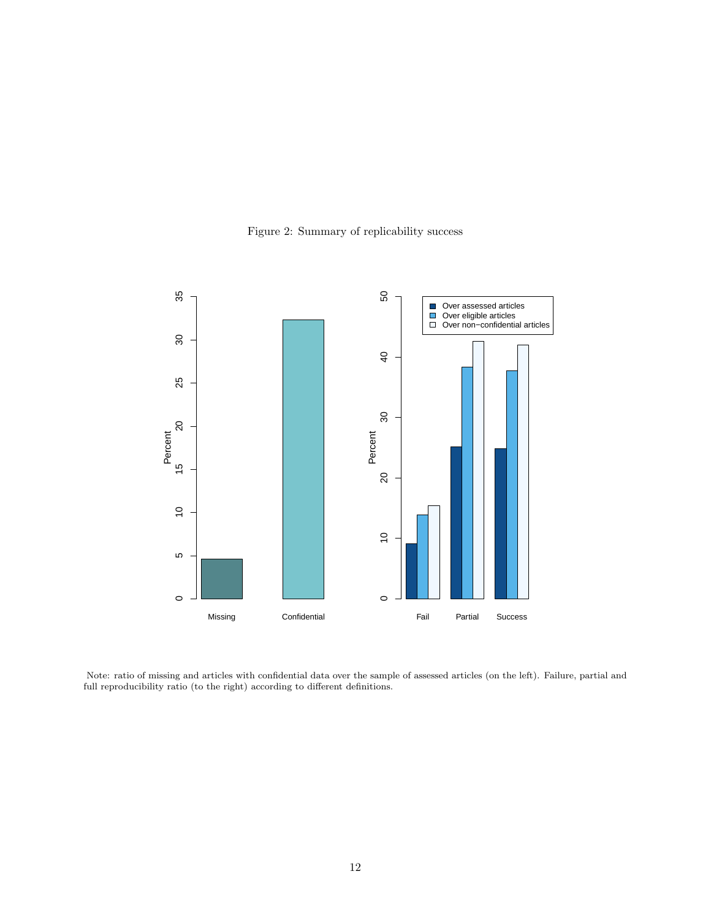Figure 2: Summary of replicability success

Note: ratio of missing and articles with confidential data over the sample of assessed articles (on the left). Failure, partial and full reproducibility ratio (to the right) according to different definitions.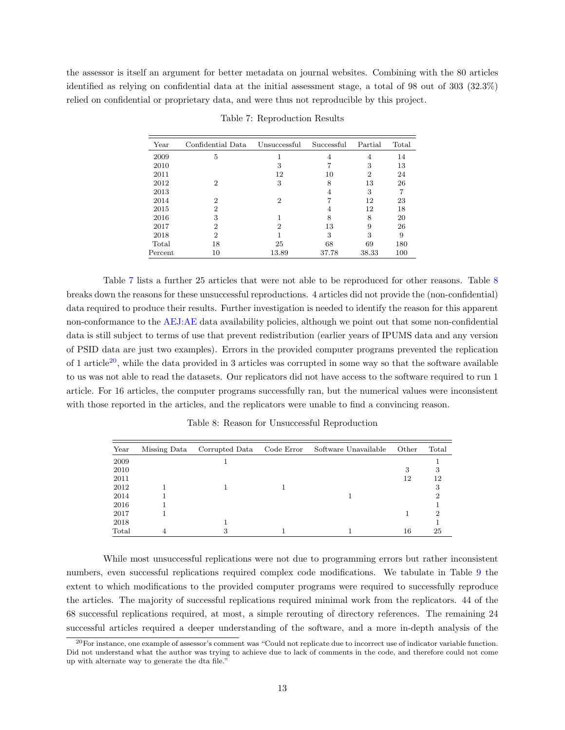the assessor is itself an argument for better metadata on journal websites. Combining with the 80 articles identified as relying on confidential data at the initial assessment stage, a total of 98 out of 303 (32.3%) relied on confidential or proprietary data, and were thus not reproducible by this project.

Table 7: Reproduction Results

| Year | Confidential Data | Unsuccessful | Successful | Partial | Total |
|---|---|---|---|---|---|
| 2009 | 5 | 1 | 4 | 4 | 14 |
| 2010 | | 3 | 7 | 3 | 13 |
| 2011 | | 12 | 10 | 2 | 24 |
| 2012 | 2 | 3 | 8 | 13 | 26 |
| 2013 | | | 4 | 3 | 7 |
| 2014 | 2 | 2 | 7 | 12 | 23 |
| 2015 | 2 | | 4 | 12 | 18 |
| 2016 | 3 | 1 | 8 | 8 | 20 |
| 2017 | 2 | 2 | 13 | 9 | 26 |
| 2018 | 2 | 1 | 3 | 3 | 9 |
| Total | 18 | 25 | 68 | 69 | 180 |
| Percent | 10 | 13.89 | 37.78 | 38.33 | 100 |

Table 7 lists a further 25 articles that were not able to be reproduced for other reasons. Table 8 breaks down the reasons for these unsuccessful reproductions. 4 articles did not provide the (non-confidential) data required to produce their results. Further investigation is needed to identify the reason for this apparent non-conformance to the AEJ:AE data availability policies, although we point out that some non-confidential data is still subject to terms of use that prevent redistribution (earlier years of IPUMS data and any version of PSID data are just two examples). Errors in the provided computer programs prevented the replication of 1 article[20], while the data provided in 3 articles was corrupted in some way so that the software available to us was not able to read the datasets. Our replicators did not have access to the software required to run 1 article. For 16 articles, the computer programs successfully ran, but the numerical values were inconsistent with those reported in the articles, and the replicators were unable to find a convincing reason.

Table 8: Reason for Unsuccessful Reproduction

| Year | Missing Data | Corrupted Data | Code Error | Software Unavailable | Other | Total |
|---|---|---|---|---|---|---|
| 2009 | | 1 | | | | 1 |
| 2010 | | | | | 3 | 3 |
| 2011 | | | | | 12 | 12 |
| 2012 | 1 | 1 | 1 | | | 3 |
| 2014 | 1 | | | 1 | | 2 |
| 2016 | 1 | | | | | 1 |
| 2017 | 1 | | | | 1 | 2 |
| 2018 | | 1 | | | | 1 |
| Total | 4 | 3 | 1 | 1 | 16 | 25 |

While most unsuccessful replications were not due to programming errors but rather inconsistent numbers, even successful replications required complex code modifications. We tabulate in Table 9 the extent to which modifications to the provided computer programs were required to successfully reproduce the articles. The majority of successful replications required minimal work from the replicators. 44 of the 68 successful replications required, at most, a simple rerouting of directory references. The remaining 24 successful articles required a deeper understanding of the software, and a more in-depth analysis of the

[20] For instance, one example of assessor's comment was "Could not replicate due to incorrect use of indicator variable function. Did not understand what the author was trying to achieve due to lack of comments in the code, and therefore could not come up with alternate way to generate the dta file."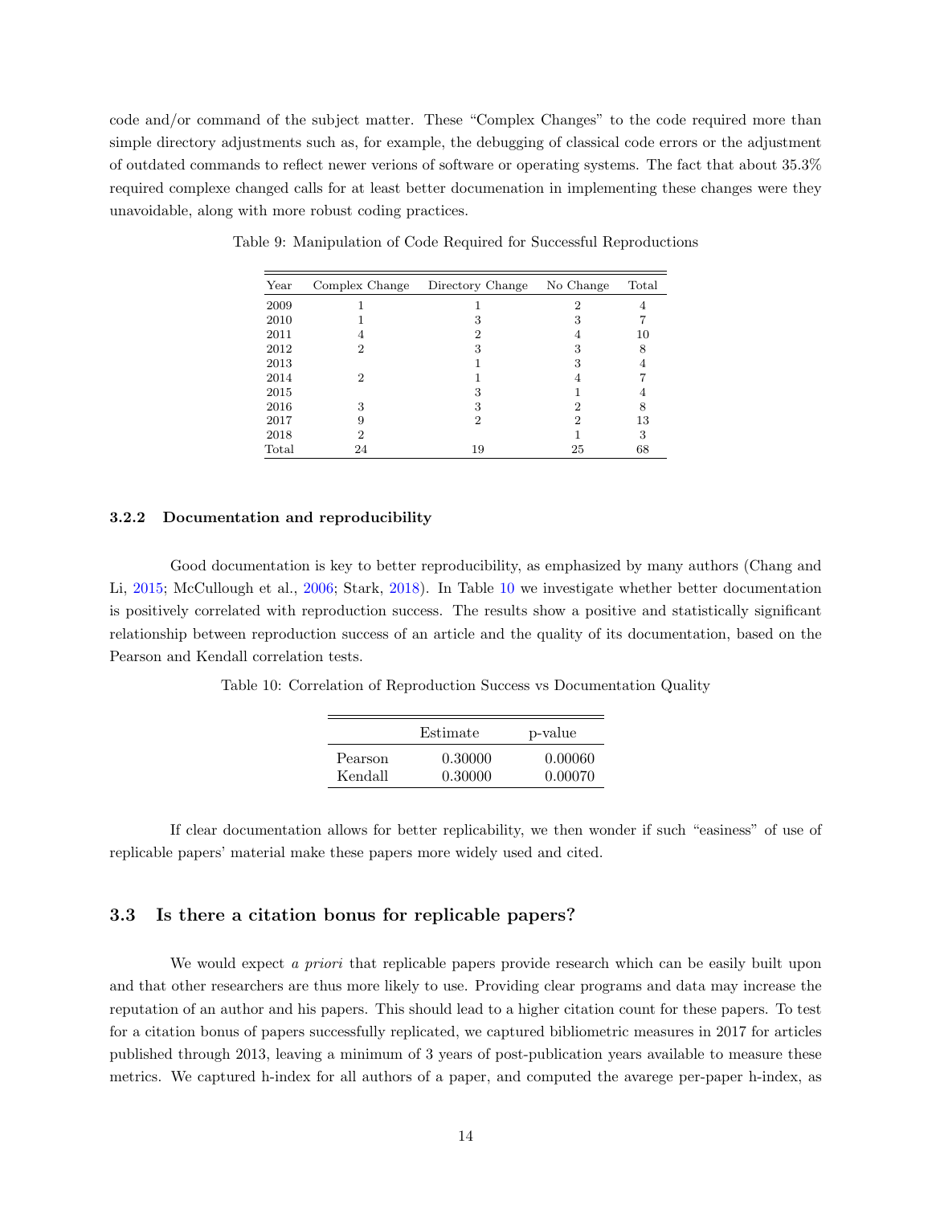code and/or command of the subject matter. These "Complex Changes" to the code required more than simple directory adjustments such as, for example, the debugging of classical code errors or the adjustment of outdated commands to reflect newer verions of software or operating systems. The fact that about 35.3% required complexe changed calls for at least better documenation in implementing these changes were they unavoidable, along with more robust coding practices.

Table 9: Manipulation of Code Required for Successful Reproductions

| Year | Complex Change | Directory Change | No Change | Total |
|---|---|---|---|---|
| 2009 | 1 | 1 | 2 | 4 |
| 2010 | 1 | 3 | 3 | 7 |
| 2011 | 4 | 2 | 4 | 10 |
| 2012 | 2 | 3 | 3 | 8 |
| 2013 | | 1 | 3 | 4 |
| 2014 | 2 | 1 | 4 | 7 |
| 2015 | | 3 | 1 | 4 |
| 2016 | 3 | 3 | 2 | 8 |
| 2017 | 9 | 2 | 2 | 13 |
| 2018 | 2 | | 1 | 3 |
| Total | 24 | 19 | 25 | 68 |

#### 3.2.2 Documentation and reproducibility

Good documentation is key to better reproducibility, as emphasized by many authors (Chang and Li, 2015; McCullough et al., 2006; Stark, 2018). In Table 10 we investigate whether better documentation is positively correlated with reproduction success. The results show a positive and statistically significant relationship between reproduction success of an article and the quality of its documentation, based on the Pearson and Kendall correlation tests.

Table 10: Correlation of Reproduction Success vs Documentation Quality

| | Estimate | p-value |
|---|---|---|
| Pearson | 0.30000 | 0.00060 |
| Kendall | 0.30000 | 0.00070 |

If clear documentation allows for better replicability, we then wonder if such "easiness" of use of replicable papers' material make these papers more widely used and cited.

### 3.3 Is there a citation bonus for replicable papers?

We would expect *a priori* that replicable papers provide research which can be easily built upon and that other researchers are thus more likely to use. Providing clear programs and data may increase the reputation of an author and his papers. This should lead to a higher citation count for these papers. To test for a citation bonus of papers successfully replicated, we captured bibliometric measures in 2017 for articles published through 2013, leaving a minimum of 3 years of post-publication years available to measure these metrics. We captured h-index for all authors of a paper, and computed the avarege per-paper h-index, as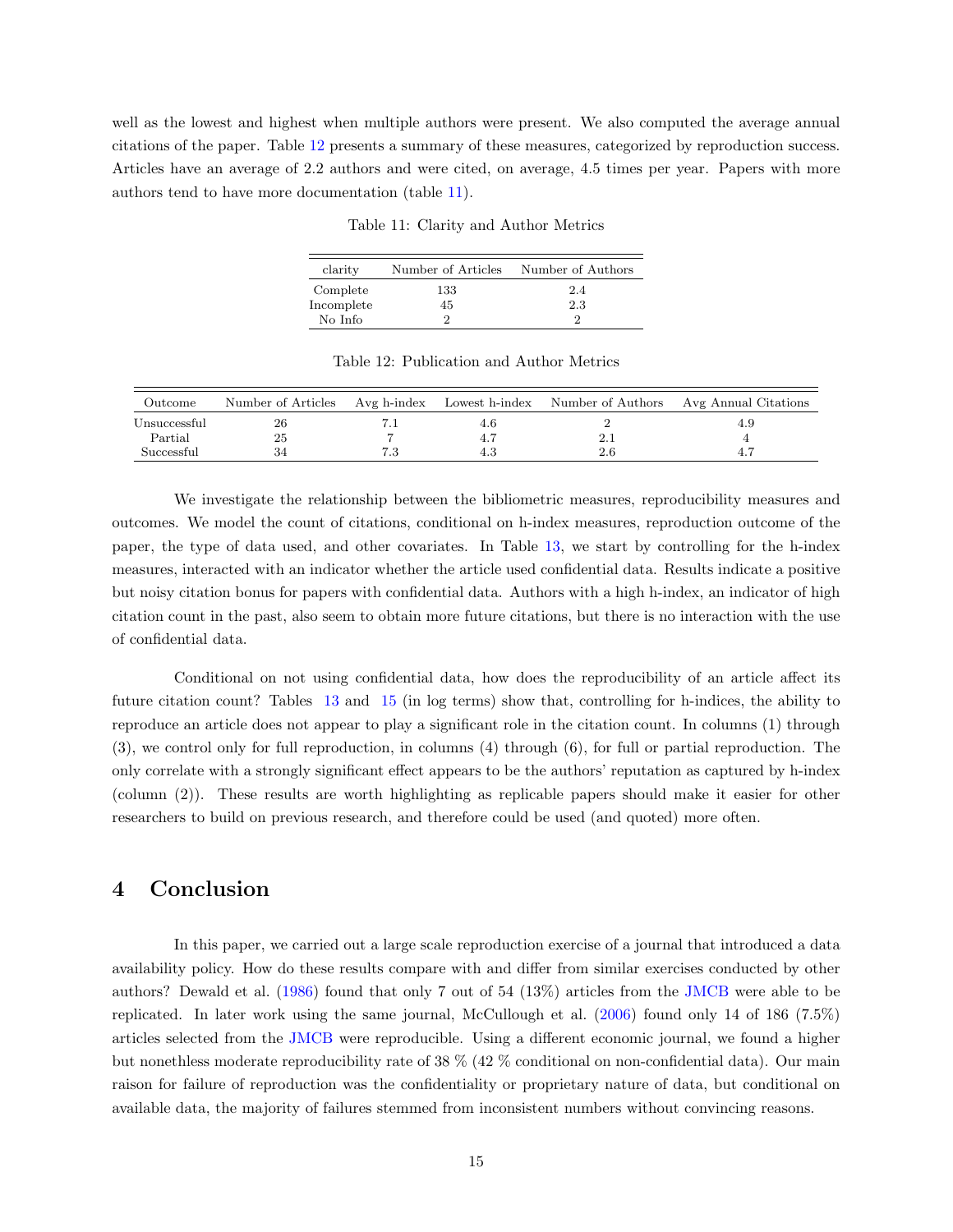well as the lowest and highest when multiple authors were present. We also computed the average annual citations of the paper. Table 12 presents a summary of these measures, categorized by reproduction success. Articles have an average of 2.2 authors and were cited, on average, 4.5 times per year. Papers with more authors tend to have more documentation (table 11).

Table 11: Clarity and Author Metrics

| clarity | Number of Articles | Number of Authors |
|---|---|---|
| Complete | 133 | 2.4 |
| Incomplete | 45 | 2.3 |
| No Info | 2 | 2 |

Table 12: Publication and Author Metrics

| Outcome | Number of Articles | Avg h-index | Lowest h-index | Number of Authors | Avg Annual Citations |
|---|---|---|---|---|---|
| Unsuccessful | 26 | 7.1 | 4.6 | 2 | 4.9 |
| Partial | 25 | 7 | 4.7 | 2.1 | 4 |
| Successful | 34 | 7.3 | 4.3 | 2.6 | 4.7 |

We investigate the relationship between the bibliometric measures, reproducibility measures and outcomes. We model the count of citations, conditional on h-index measures, reproduction outcome of the paper, the type of data used, and other covariates. In Table 13, we start by controlling for the h-index measures, interacted with an indicator whether the article used confidential data. Results indicate a positive but noisy citation bonus for papers with confidential data. Authors with a high h-index, an indicator of high citation count in the past, also seem to obtain more future citations, but there is no interaction with the use of confidential data.

Conditional on not using confidential data, how does the reproducibility of an article affect its future citation count? Tables 13 and 15 (in log terms) show that, controlling for h-indices, the ability to reproduce an article does not appear to play a significant role in the citation count. In columns (1) through (3), we control only for full reproduction, in columns (4) through (6), for full or partial reproduction. The only correlate with a strongly significant effect appears to be the authors' reputation as captured by h-index (column (2)). These results are worth highlighting as replicable papers should make it easier for other researchers to build on previous research, and therefore could be used (and quoted) more often.

# 4 Conclusion

In this paper, we carried out a large scale reproduction exercise of a journal that introduced a data availability policy. How do these results compare with and differ from similar exercises conducted by other authors? Dewald et al. (1986) found that only 7 out of 54 (13%) articles from the JMCB were able to be replicated. In later work using the same journal, McCullough et al. (2006) found only 14 of 186 (7.5%) articles selected from the JMCB were reproducible. Using a different economic journal, we found a higher but nonethless moderate reproducibility rate of 38 % (42 % conditional on non-confidential data). Our main raison for failure of reproduction was the confidentiality or proprietary nature of data, but conditional on available data, the majority of failures stemmed from inconsistent numbers without convincing reasons.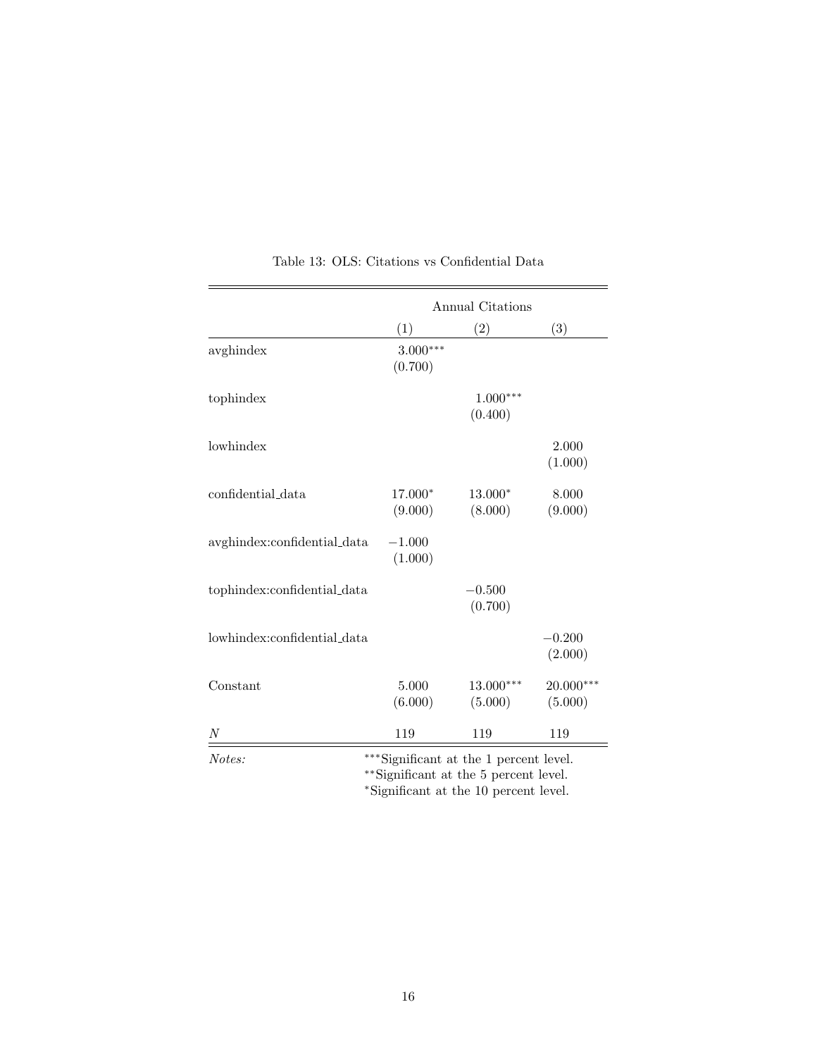Table 13: OLS: Citations vs Confidential Data

| | Annual Citations | | |
|---|---|---|---|
| | (1) | (2) | (3) |
| avghindex | 3.000*** | | |
| | (0.700) | | |
| tophindex | | 1.000*** | |
| | | (0.400) | |
| lowhindex | | | 2.000 |
| | | | (1.000) |
| confidential_data | 17.000* | 13.000* | 8.000 |
| | (9.000) | (8.000) | (9.000) |
| avghindex:confidential_data | −1.000 | | |
| | (1.000) | | |
| tophindex:confidential_data | | −0.500 | |
| | | (0.700) | |
| lowhindex:confidential_data | | | −0.200 |
| | | | (2.000) |
| Constant | 5.000 | 13.000*** | 20.000*** |
| | (6.000) | (5.000) | (5.000) |
| $N$ | 119 | 119 | 119 |

*Notes:* ***Significant at the 1 percent level.
**Significant at the 5 percent level.
*Significant at the 10 percent level.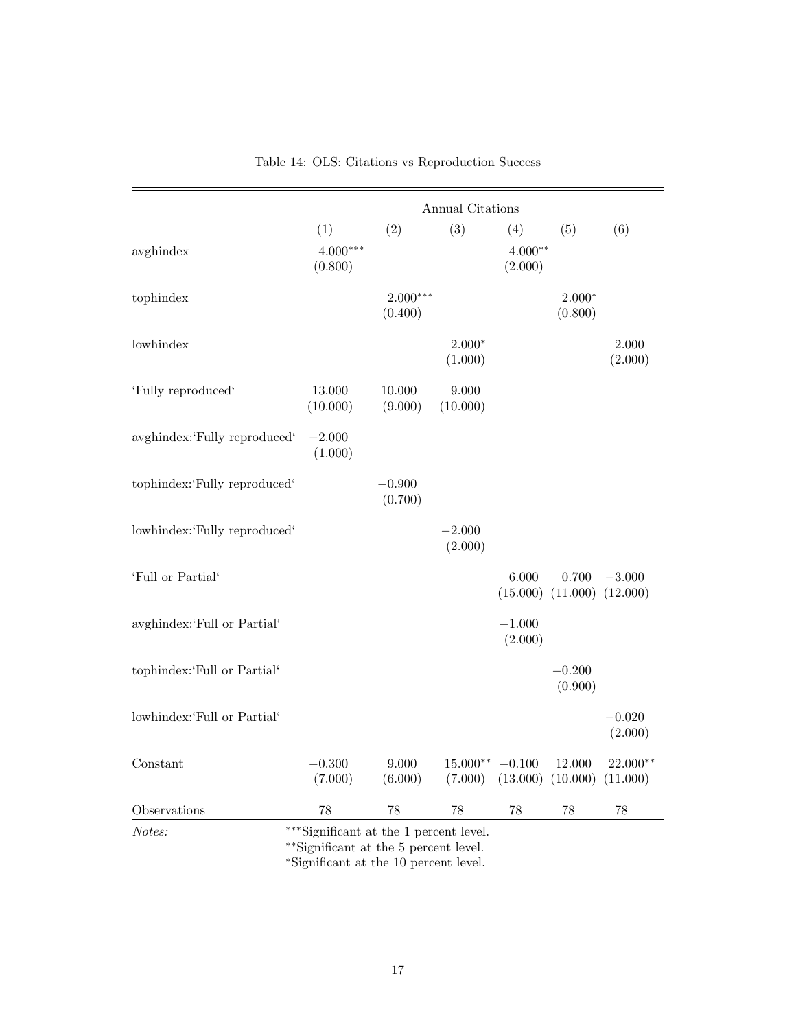Table 14: OLS: Citations vs Reproduction Success

| | Annual Citations | | | | | |
|---|---|---|---|---|---|---|
| | (1) | (2) | (3) | (4) | (5) | (6) |
| avghindex | 4.000*** | | | 4.000** | | |
| | (0.800) | | | (2.000) | | |
| tophindex | | 2.000*** | | | 2.000* | |
| | | (0.400) | | | (0.800) | |
| lowhindex | | | 2.000* | | | 2.000 |
| | | | (1.000) | | | (2.000) |
| 'Fully reproduced' | 13.000 | 10.000 | 9.000 | | | |
| | (10.000) | (9.000) | (10.000) | | | |
| avghindex:'Fully reproduced' | −2.000 | | | | | |
| | (1.000) | | | | | |
| tophindex:'Fully reproduced' | | −0.900 | | | | |
| | | (0.700) | | | | |
| lowhindex:'Fully reproduced' | | | −2.000 | | | |
| | | | (2.000) | | | |
| 'Full or Partial' | | | | 6.000 | 0.700 | −3.000 |
| | | | | (15.000) | (11.000) | (12.000) |
| avghindex:'Full or Partial' | | | | −1.000 | | |
| | | | | (2.000) | | |
| tophindex:'Full or Partial' | | | | | −0.200 | |
| | | | | | (0.900) | |
| lowhindex:'Full or Partial' | | | | | | −0.020 |
| | | | | | | (2.000) |
| Constant | −0.300 | 9.000 | 15.000** | −0.100 | 12.000 | 22.000** |
| | (7.000) | (6.000) | (7.000) | (13.000) | (10.000) | (11.000) |
| Observations | 78 | 78 | 78 | 78 | 78 | 78 |

*Notes:* ***Significant at the 1 percent level.
**Significant at the 5 percent level.
*Significant at the 10 percent level.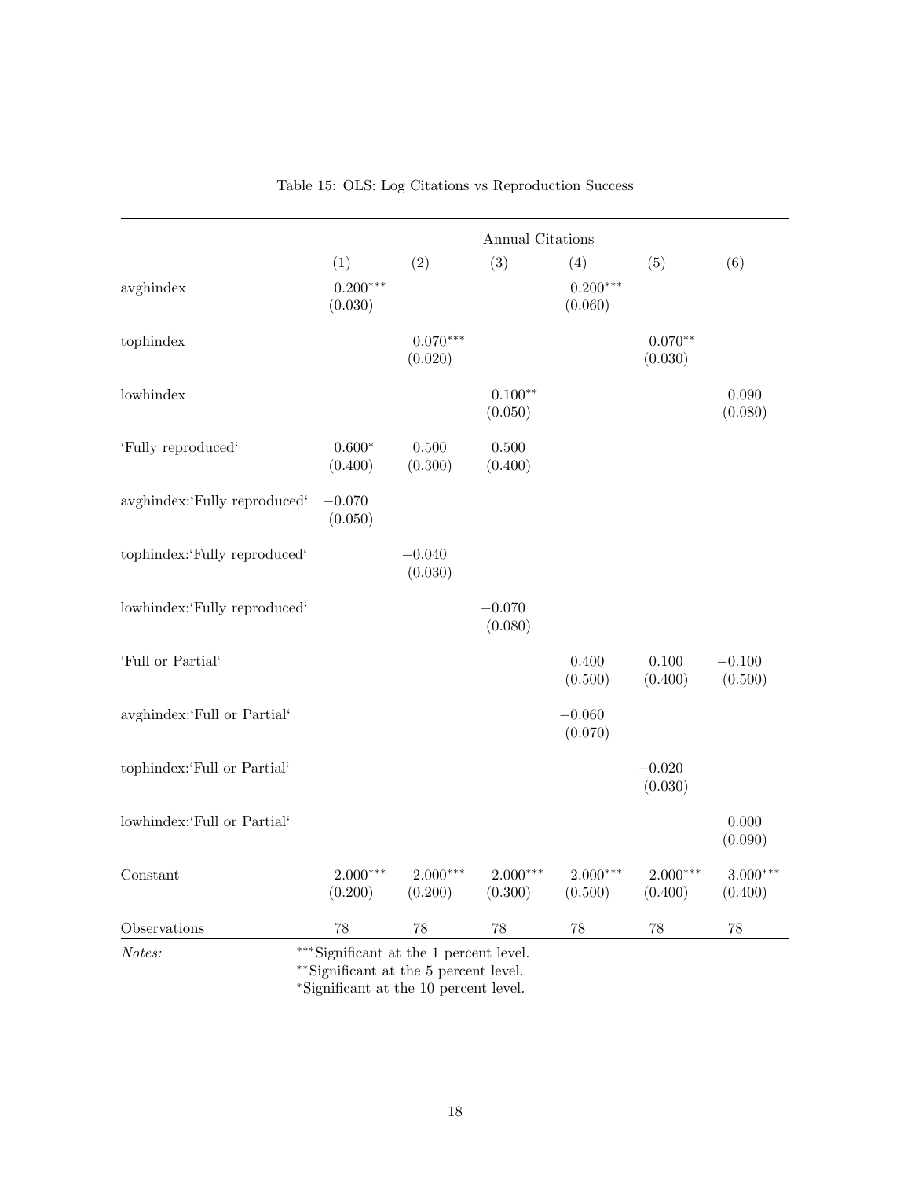Table 15: OLS: Log Citations vs Reproduction Success

| | Annual Citations | | | | | |
|---|---|---|---|---|---|---|
| | (1) | (2) | (3) | (4) | (5) | (6) |
| avghindex | 0.200*** | | | 0.200*** | | |
| | (0.030) | | | (0.060) | | |
| tophindex | | 0.070*** | | | 0.070** | |
| | | (0.020) | | | (0.030) | |
| lowhindex | | | 0.100** | | | 0.090 |
| | | | (0.050) | | | (0.080) |
| 'Fully reproduced' | 0.600* | 0.500 | 0.500 | | | |
| | (0.400) | (0.300) | (0.400) | | | |
| avghindex:'Fully reproduced' | −0.070 | | | | | |
| | (0.050) | | | | | |
| tophindex:'Fully reproduced' | | −0.040 | | | | |
| | | (0.030) | | | | |
| lowhindex:'Fully reproduced' | | | −0.070 | | | |
| | | | (0.080) | | | |
| 'Full or Partial' | | | | 0.400 | 0.100 | −0.100 |
| | | | | (0.500) | (0.400) | (0.500) |
| avghindex:'Full or Partial' | | | | −0.060 | | |
| | | | | (0.070) | | |
| tophindex:'Full or Partial' | | | | | −0.020 | |
| | | | | | (0.030) | |
| lowhindex:'Full or Partial' | | | | | | 0.000 |
| | | | | | | (0.090) |
| Constant | 2.000*** | 2.000*** | 2.000*** | 2.000*** | 2.000*** | 3.000*** |
| | (0.200) | (0.200) | (0.300) | (0.500) | (0.400) | (0.400) |
| Observations | 78 | 78 | 78 | 78 | 78 | 78 |

*Notes:* ***Significant at the 1 percent level.
**Significant at the 5 percent level.
*Significant at the 10 percent level.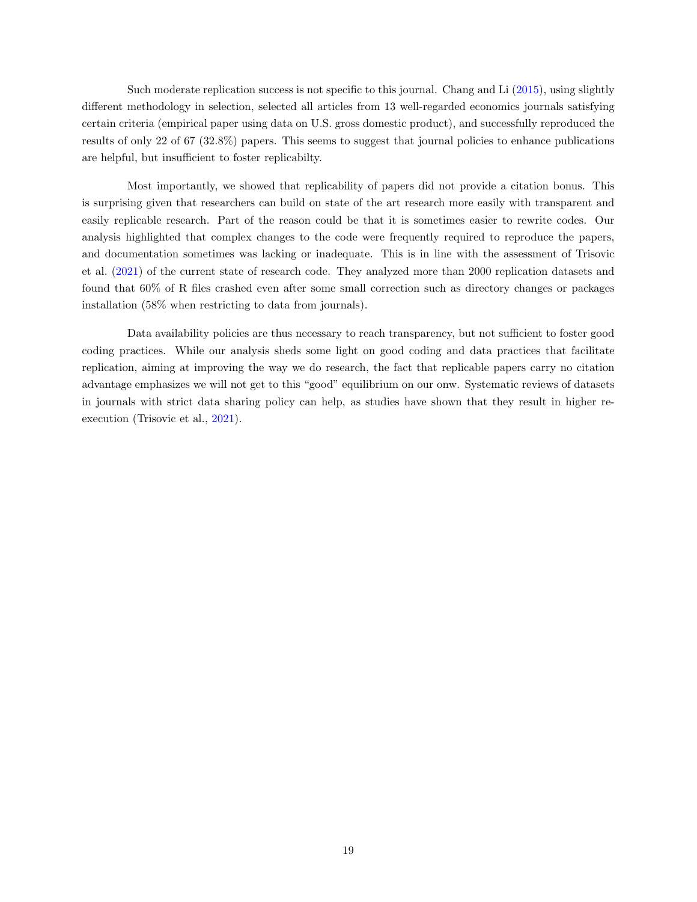Such moderate replication success is not specific to this journal. Chang and Li (2015), using slightly different methodology in selection, selected all articles from 13 well-regarded economics journals satisfying certain criteria (empirical paper using data on U.S. gross domestic product), and successfully reproduced the results of only 22 of 67 (32.8%) papers. This seems to suggest that journal policies to enhance publications are helpful, but insufficient to foster replicabilty.

Most importantly, we showed that replicability of papers did not provide a citation bonus. This is surprising given that researchers can build on state of the art research more easily with transparent and easily replicable research. Part of the reason could be that it is sometimes easier to rewrite codes. Our analysis highlighted that complex changes to the code were frequently required to reproduce the papers, and documentation sometimes was lacking or inadequate. This is in line with the assessment of Trisovic et al. (2021) of the current state of research code. They analyzed more than 2000 replication datasets and found that 60% of R files crashed even after some small correction such as directory changes or packages installation (58% when restricting to data from journals).

Data availability policies are thus necessary to reach transparency, but not sufficient to foster good coding practices. While our analysis sheds some light on good coding and data practices that facilitate replication, aiming at improving the way we do research, the fact that replicable papers carry no citation advantage emphasizes we will not get to this "good" equilibrium on our onw. Systematic reviews of datasets in journals with strict data sharing policy can help, as studies have shown that they result in higher re-execution (Trisovic et al., 2021).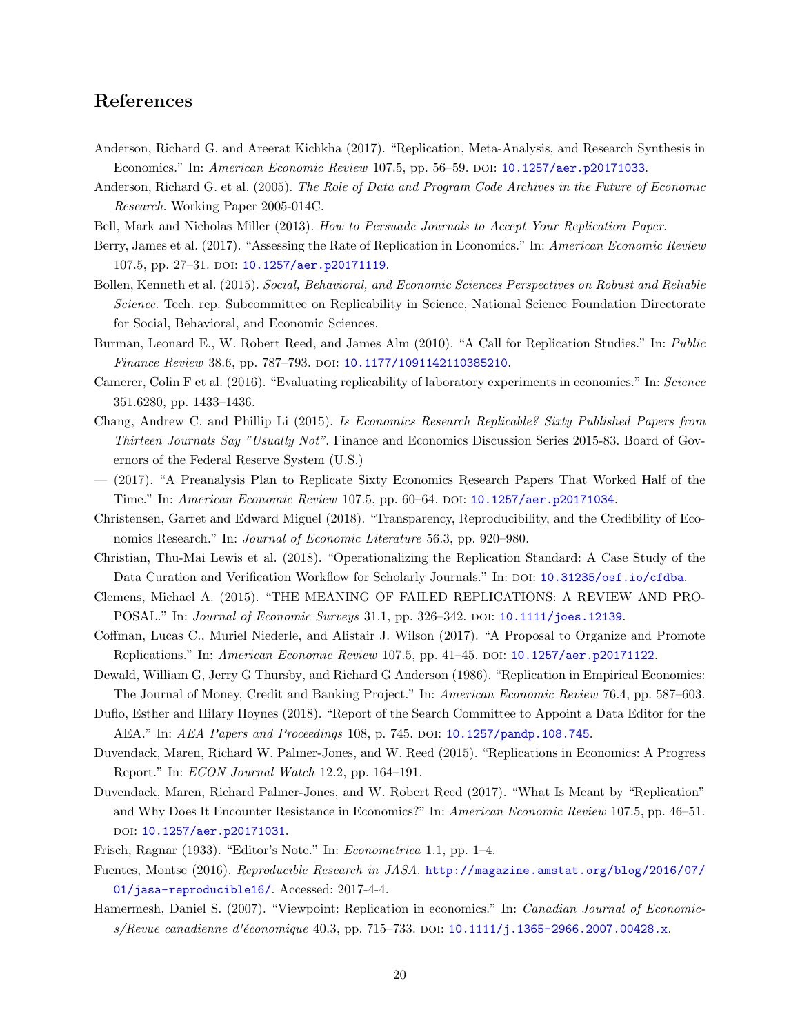# References

Anderson, Richard G. and Areerat Kichkha (2017). "Replication, Meta-Analysis, and Research Synthesis in Economics." In: *American Economic Review* 107.5, pp. 56–59. DOI: 10.1257/aer.p20171033.

Anderson, Richard G. et al. (2005). *The Role of Data and Program Code Archives in the Future of Economic Research*. Working Paper 2005-014C.

Bell, Mark and Nicholas Miller (2013). *How to Persuade Journals to Accept Your Replication Paper*.

Berry, James et al. (2017). "Assessing the Rate of Replication in Economics." In: *American Economic Review* 107.5, pp. 27–31. DOI: 10.1257/aer.p20171119.

Bollen, Kenneth et al. (2015). *Social, Behavioral, and Economic Sciences Perspectives on Robust and Reliable Science*. Tech. rep. Subcommittee on Replicability in Science, National Science Foundation Directorate for Social, Behavioral, and Economic Sciences.

Burman, Leonard E., W. Robert Reed, and James Alm (2010). "A Call for Replication Studies." In: *Public Finance Review* 38.6, pp. 787–793. DOI: 10.1177/1091142110385210.

Camerer, Colin F et al. (2016). "Evaluating replicability of laboratory experiments in economics." In: *Science* 351.6280, pp. 1433–1436.

Chang, Andrew C. and Phillip Li (2015). *Is Economics Research Replicable? Sixty Published Papers from Thirteen Journals Say "Usually Not"*. Finance and Economics Discussion Series 2015-83. Board of Governors of the Federal Reserve System (U.S.)

— (2017). "A Preanalysis Plan to Replicate Sixty Economics Research Papers That Worked Half of the Time." In: *American Economic Review* 107.5, pp. 60–64. DOI: 10.1257/aer.p20171034.

Christensen, Garret and Edward Miguel (2018). "Transparency, Reproducibility, and the Credibility of Economics Research." In: *Journal of Economic Literature* 56.3, pp. 920–980.

Christian, Thu-Mai Lewis et al. (2018). "Operationalizing the Replication Standard: A Case Study of the Data Curation and Verification Workflow for Scholarly Journals." In: DOI: 10.31235/osf.io/cfdba.

Clemens, Michael A. (2015). "THE MEANING OF FAILED REPLICATIONS: A REVIEW AND PROPOSAL." In: *Journal of Economic Surveys* 31.1, pp. 326–342. DOI: 10.1111/joes.12139.

Coffman, Lucas C., Muriel Niederle, and Alistair J. Wilson (2017). "A Proposal to Organize and Promote Replications." In: *American Economic Review* 107.5, pp. 41–45. DOI: 10.1257/aer.p20171122.

Dewald, William G, Jerry G Thursby, and Richard G Anderson (1986). "Replication in Empirical Economics: The Journal of Money, Credit and Banking Project." In: *American Economic Review* 76.4, pp. 587–603.

Duflo, Esther and Hilary Hoynes (2018). "Report of the Search Committee to Appoint a Data Editor for the AEA." In: *AEA Papers and Proceedings* 108, p. 745. DOI: 10.1257/pandp.108.745.

Duvendack, Maren, Richard W. Palmer-Jones, and W. Reed (2015). "Replications in Economics: A Progress Report." In: *ECON Journal Watch* 12.2, pp. 164–191.

Duvendack, Maren, Richard Palmer-Jones, and W. Robert Reed (2017). "What Is Meant by "Replication" and Why Does It Encounter Resistance in Economics?" In: *American Economic Review* 107.5, pp. 46–51. DOI: 10.1257/aer.p20171031.

Frisch, Ragnar (1933). "Editor's Note." In: *Econometrica* 1.1, pp. 1–4.

Fuentes, Montse (2016). *Reproducible Research in JASA*. http://magazine.amstat.org/blog/2016/07/01/jasa-reproducible16/. Accessed: 2017-4-4.

Hamermesh, Daniel S. (2007). "Viewpoint: Replication in economics." In: *Canadian Journal of Economics/Revue canadienne d'économique* 40.3, pp. 715–733. DOI: 10.1111/j.1365-2966.2007.00428.x.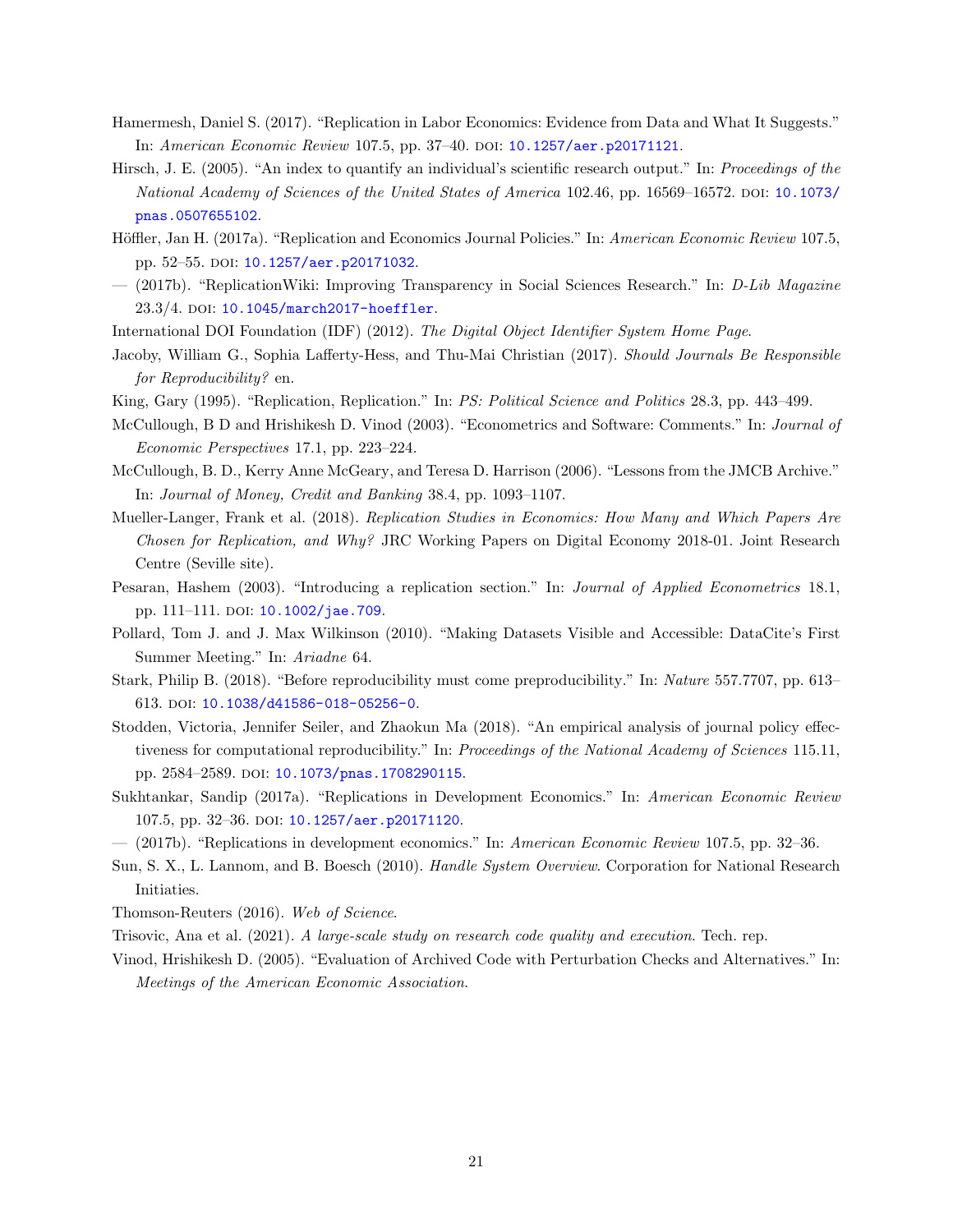Hamermesh, Daniel S. (2017). "Replication in Labor Economics: Evidence from Data and What It Suggests." In: *American Economic Review* 107.5, pp. 37–40. DOI: 10.1257/aer.p20171121.

Hirsch, J. E. (2005). "An index to quantify an individual's scientific research output." In: *Proceedings of the National Academy of Sciences of the United States of America* 102.46, pp. 16569–16572. DOI: 10.1073/pnas.0507655102.

Höffler, Jan H. (2017a). "Replication and Economics Journal Policies." In: *American Economic Review* 107.5, pp. 52–55. DOI: 10.1257/aer.p20171032.

— (2017b). "ReplicationWiki: Improving Transparency in Social Sciences Research." In: *D-Lib Magazine* 23.3/4. DOI: 10.1045/march2017-hoeffler.

International DOI Foundation (IDF) (2012). *The Digital Object Identifier System Home Page*.

Jacoby, William G., Sophia Lafferty-Hess, and Thu-Mai Christian (2017). *Should Journals Be Responsible for Reproducibility?* en.

King, Gary (1995). "Replication, Replication." In: *PS: Political Science and Politics* 28.3, pp. 443–499.

McCullough, B D and Hrishikesh D. Vinod (2003). "Econometrics and Software: Comments." In: *Journal of Economic Perspectives* 17.1, pp. 223–224.

McCullough, B. D., Kerry Anne McGeary, and Teresa D. Harrison (2006). "Lessons from the JMCB Archive." In: *Journal of Money, Credit and Banking* 38.4, pp. 1093–1107.

Mueller-Langer, Frank et al. (2018). *Replication Studies in Economics: How Many and Which Papers Are Chosen for Replication, and Why?* JRC Working Papers on Digital Economy 2018-01. Joint Research Centre (Seville site).

Pesaran, Hashem (2003). "Introducing a replication section." In: *Journal of Applied Econometrics* 18.1, pp. 111–111. DOI: 10.1002/jae.709.

Pollard, Tom J. and J. Max Wilkinson (2010). "Making Datasets Visible and Accessible: DataCite's First Summer Meeting." In: *Ariadne* 64.

Stark, Philip B. (2018). "Before reproducibility must come preproducibility." In: *Nature* 557.7707, pp. 613–613. DOI: 10.1038/d41586-018-05256-0.

Stodden, Victoria, Jennifer Seiler, and Zhaokun Ma (2018). "An empirical analysis of journal policy effectiveness for computational reproducibility." In: *Proceedings of the National Academy of Sciences* 115.11, pp. 2584–2589. DOI: 10.1073/pnas.1708290115.

Sukhtankar, Sandip (2017a). "Replications in Development Economics." In: *American Economic Review* 107.5, pp. 32–36. DOI: 10.1257/aer.p20171120.

— (2017b). "Replications in development economics." In: *American Economic Review* 107.5, pp. 32–36.

Sun, S. X., L. Lannom, and B. Boesch (2010). *Handle System Overview*. Corporation for National Research Initiaties.

Thomson-Reuters (2016). *Web of Science*.

Trisovic, Ana et al. (2021). *A large-scale study on research code quality and execution*. Tech. rep.

Vinod, Hrishikesh D. (2005). "Evaluation of Archived Code with Perturbation Checks and Alternatives." In: *Meetings of the American Economic Association*.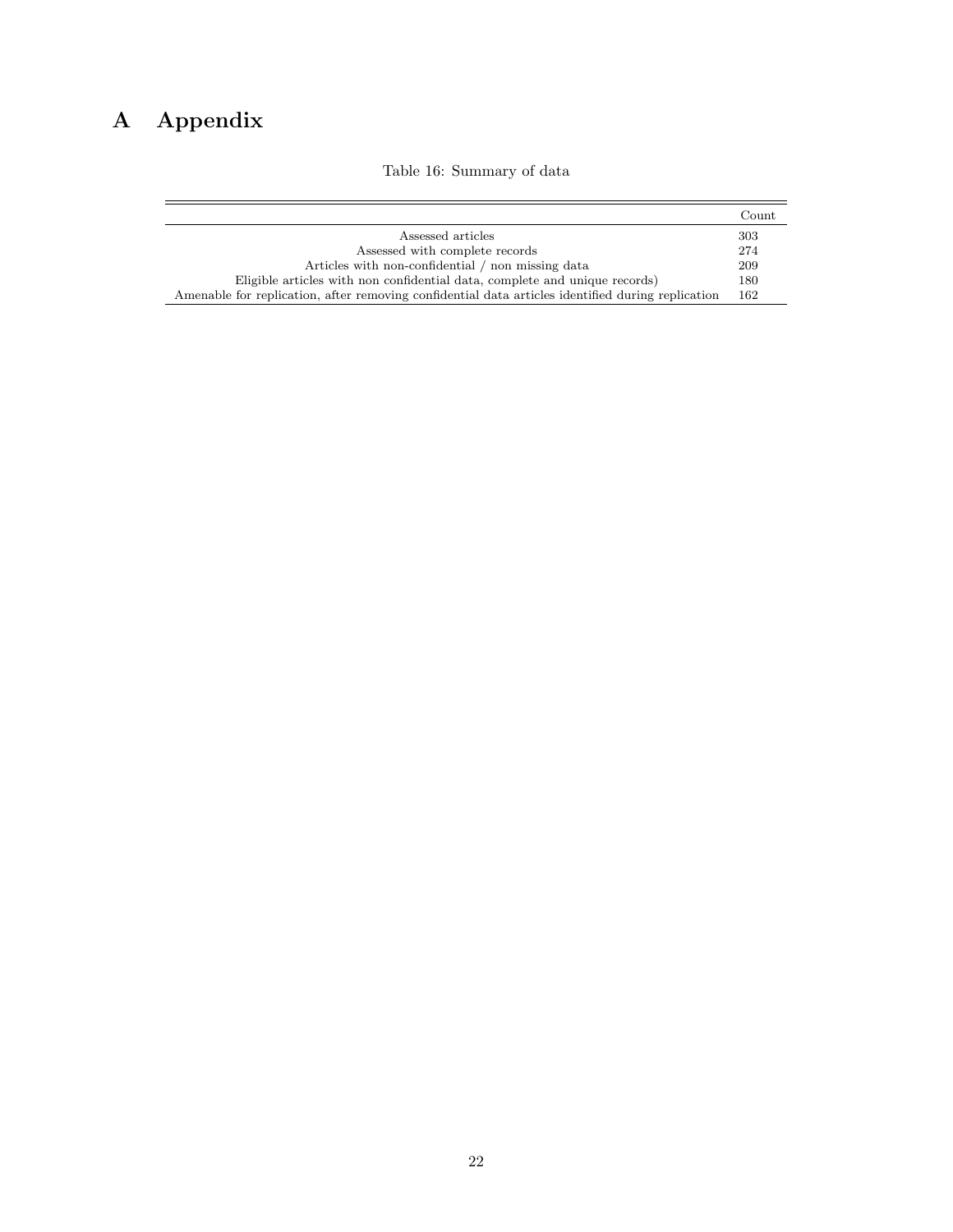# A Appendix

Table 16: Summary of data

| | Count |
|---|---|
| Assessed articles | 303 |
| Assessed with complete records | 274 |
| Articles with non-confidential / non missing data | 209 |
| Eligible articles with non confidential data, complete and unique records) | 180 |
| Amenable for replication, after removing confidential data articles identified during replication | 162 |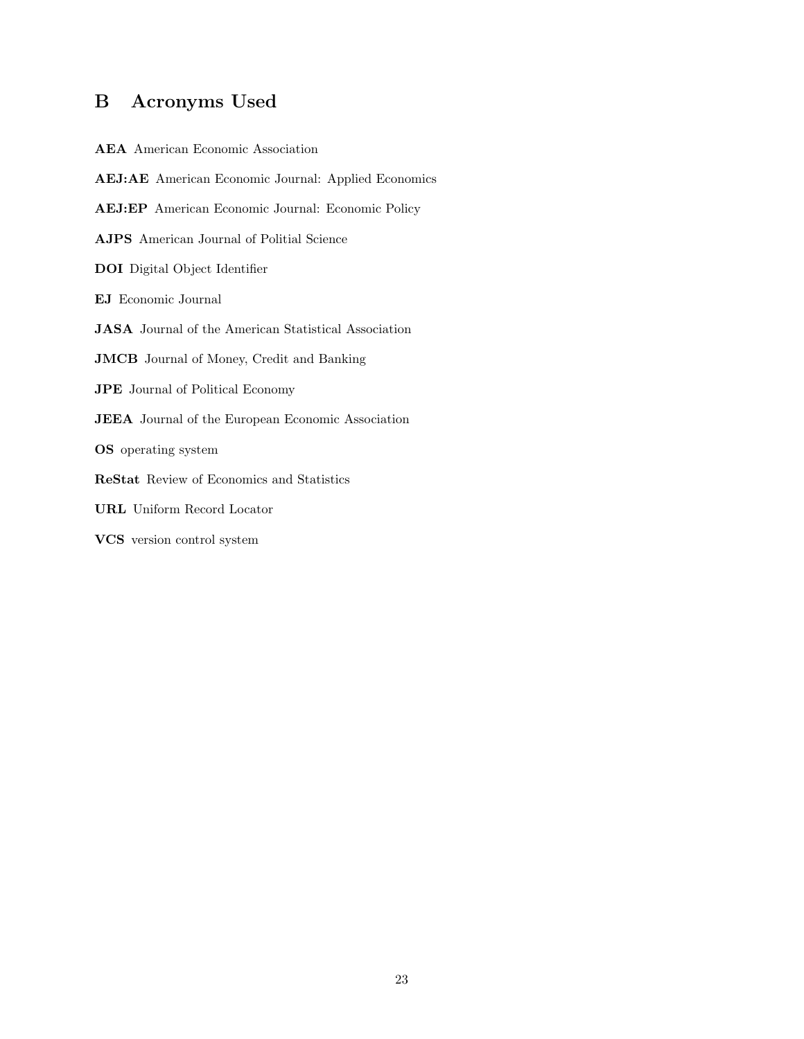## B Acronyms Used

**AEA** American Economic Association

**AEJ:AE** American Economic Journal: Applied Economics

**AEJ:EP** American Economic Journal: Economic Policy

**AJPS** American Journal of Politial Science

**DOI** Digital Object Identifier

**EJ** Economic Journal

**JASA** Journal of the American Statistical Association

**JMCB** Journal of Money, Credit and Banking

**JPE** Journal of Political Economy

**JEEA** Journal of the European Economic Association

**OS** operating system

**ReStat** Review of Economics and Statistics

**URL** Uniform Record Locator

**VCS** version control system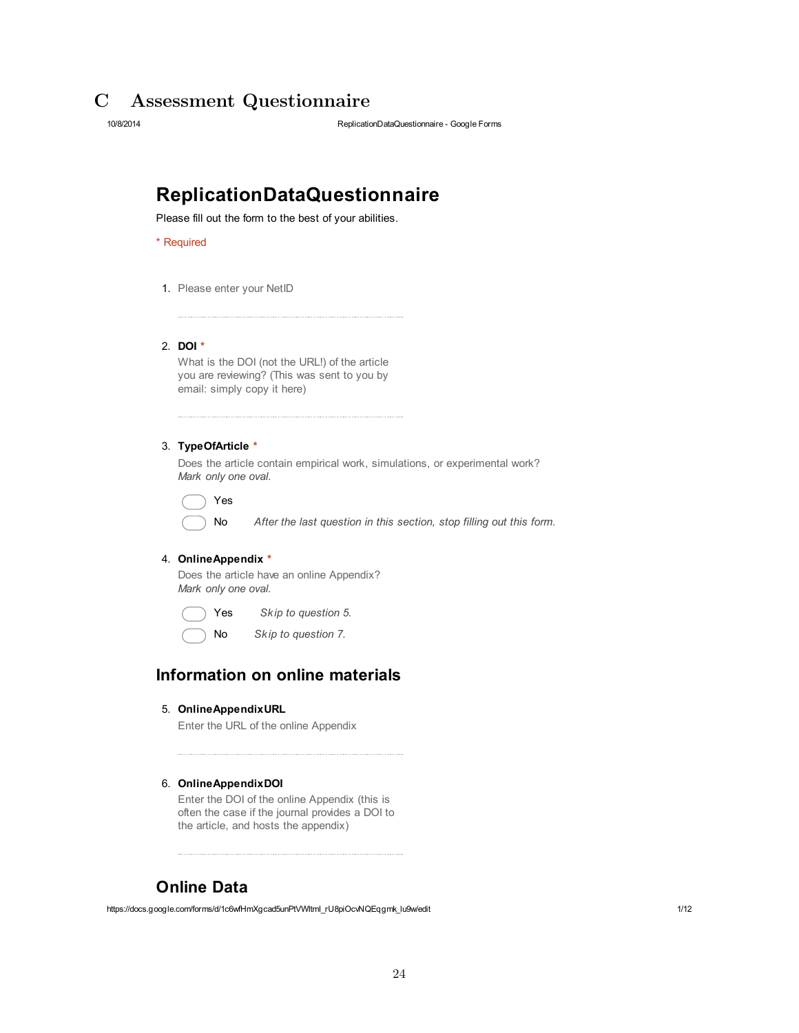# C Assessment Questionnaire

## ReplicationDataQuestionnaire

Please fill out the form to the best of your abilities.

* Required

1. Please enter your NetID

2. **DOI** *
   What is the DOI (not the URL!) of the article you are reviewing? (This was sent to you by email: simply copy it here)

3. **TypeOfArticle** *
   Does the article contain empirical work, simulations, or experimental work?
   *Mark only one oval.*
   - Yes
   - No *After the last question in this section, stop filling out this form.*

4. **OnlineAppendix** *
   Does the article have an online Appendix?
   *Mark only one oval.*
   - Yes *Skip to question 5.*
   - No *Skip to question 7.*

## Information on online materials

5. **OnlineAppendixURL**
   Enter the URL of the online Appendix

6. **OnlineAppendixDOI**
   Enter the DOI of the online Appendix (this is often the case if the journal provides a DOI to the article, and hosts the appendix)

## Online Data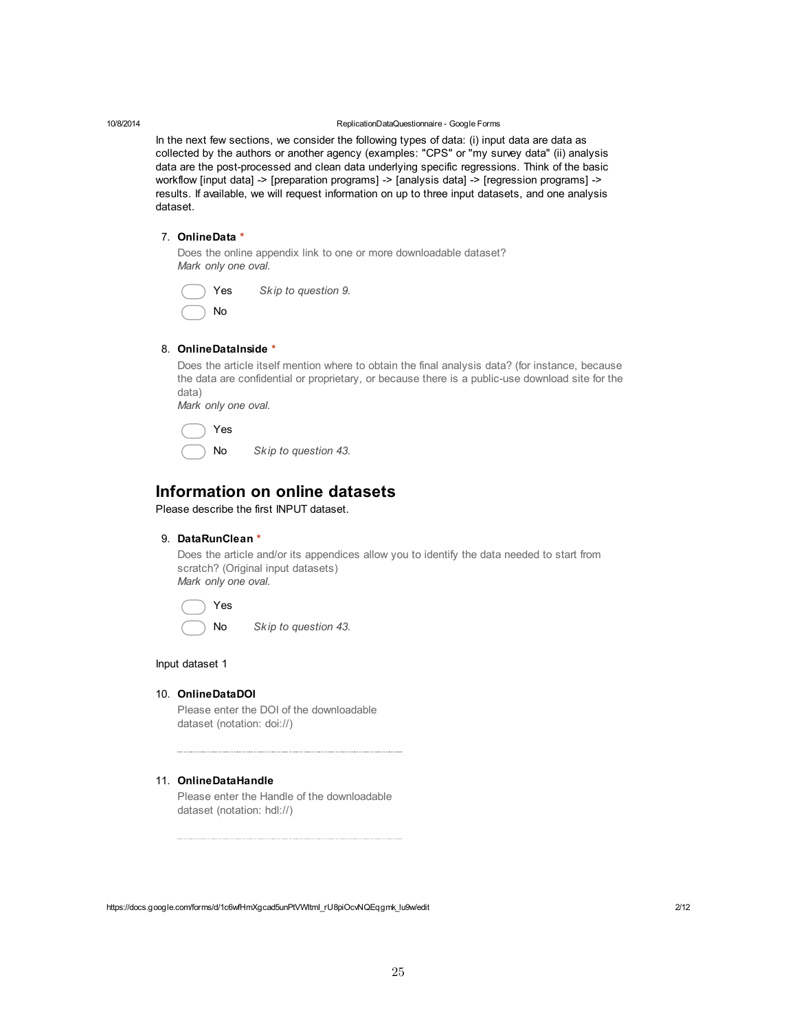In the next few sections, we consider the following types of data: (i) input data are data as collected by the authors or another agency (examples: "CPS" or "my survey data" (ii) analysis data are the post-processed and clean data underlying specific regressions. Think of the basic workflow [input data] -> [preparation programs] -> [analysis data] -> [regression programs] -> results. If available, we will request information on up to three input datasets, and one analysis dataset.

7. **OnlineData** *

   Does the online appendix link to one or more downloadable dataset?
   *Mark only one oval.*

   - Yes *Skip to question 9.*
   - No

8. **OnlineDataInside** *

   Does the article itself mention where to obtain the final analysis data? (for instance, because the data are confidential or proprietary, or because there is a public-use download site for the data)
   *Mark only one oval.*

   - Yes
   - No *Skip to question 43.*

## Information on online datasets

Please describe the first INPUT dataset.

9. **DataRunClean** *

   Does the article and/or its appendices allow you to identify the data needed to start from scratch? (Original input datasets)
   *Mark only one oval.*

   - Yes
   - No *Skip to question 43.*

Input dataset 1

10. **OnlineDataDOI**

    Please enter the DOI of the downloadable dataset (notation: doi://)

    ............................................................

11. **OnlineDataHandle**

    Please enter the Handle of the downloadable dataset (notation: hdl://)

    ............................................................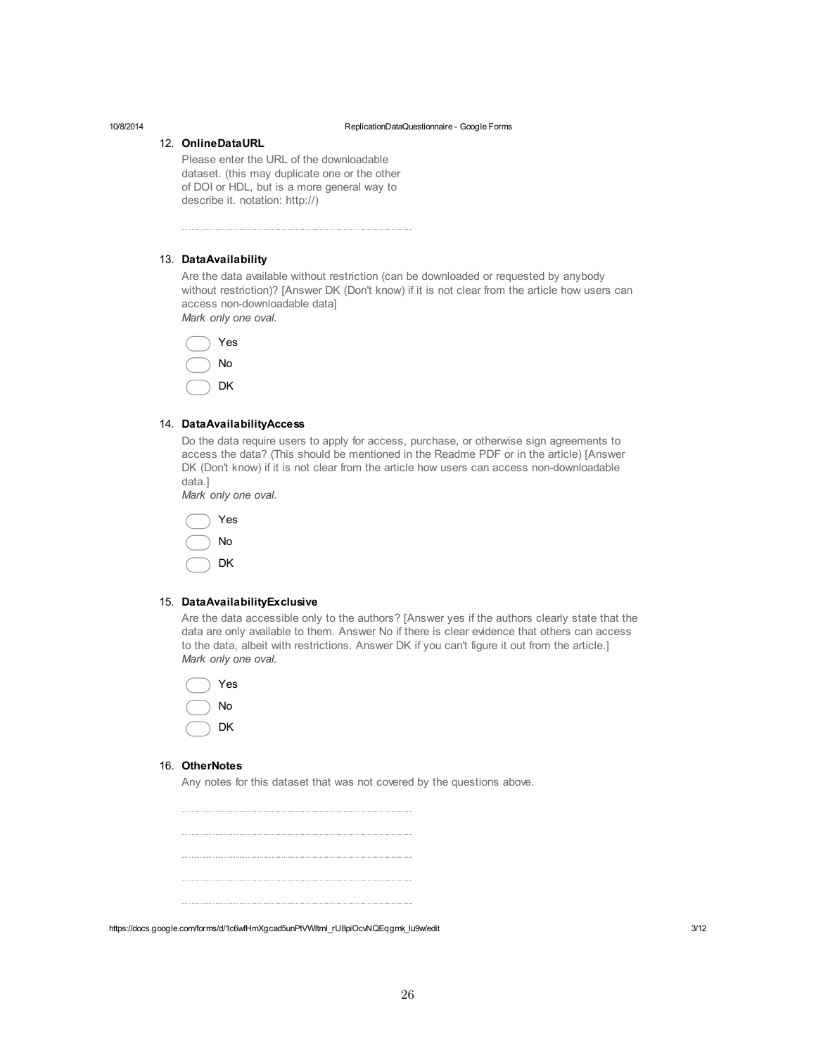12. **OnlineDataURL**

    Please enter the URL of the downloadable dataset. (this may duplicate one or the other of DOI or HDL, but is a more general way to describe it. notation: http://)

    ..........................................................................

13. **DataAvailability**

    Are the data available without restriction (can be downloaded or requested by anybody without restriction)? [Answer DK (Don't know) if it is not clear from the article how users can access non-downloadable data]

    *Mark only one oval.*

    - ◯ Yes
    - ◯ No
    - ◯ DK

14. **DataAvailabilityAccess**

    Do the data require users to apply for access, purchase, or otherwise sign agreements to access the data? (This should be mentioned in the Readme PDF or in the article) [Answer DK (Don't know) if it is not clear from the article how users can access non-downloadable data.]

    *Mark only one oval.*

    - ◯ Yes
    - ◯ No
    - ◯ DK

15. **DataAvailabilityExclusive**

    Are the data accessible only to the authors? [Answer yes if the authors clearly state that the data are only available to them. Answer No if there is clear evidence that others can access to the data, albeit with restrictions. Answer DK if you can't figure it out from the article.]

    *Mark only one oval.*

    - ◯ Yes
    - ◯ No
    - ◯ DK

16. **OtherNotes**

    Any notes for this dataset that was not covered by the questions above.

    ..........................................................................

    ..........................................................................

    ..........................................................................

    ..........................................................................

    ..........................................................................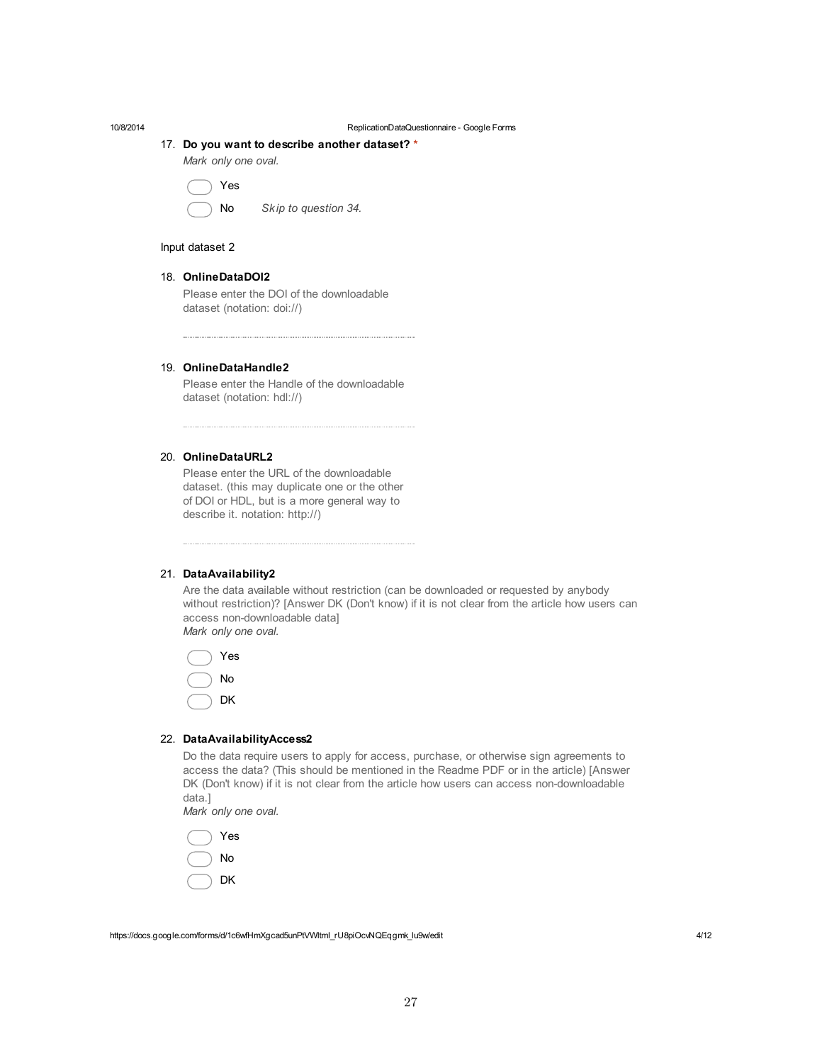17. **Do you want to describe another dataset?** *
    *Mark only one oval.*

    - ( ) Yes
    - ( ) No    *Skip to question 34.*

Input dataset 2

18. **OnlineDataDOI2**
    Please enter the DOI of the downloadable dataset (notation: doi://)

    ____________________

19. **OnlineDataHandle2**
    Please enter the Handle of the downloadable dataset (notation: hdl://)

    ____________________

20. **OnlineDataURL2**
    Please enter the URL of the downloadable dataset. (this may duplicate one or the other of DOI or HDL, but is a more general way to describe it. notation: http://)

    ____________________

21. **DataAvailability2**
    Are the data available without restriction (can be downloaded or requested by anybody without restriction)? [Answer DK (Don't know) if it is not clear from the article how users can access non-downloadable data]
    *Mark only one oval.*

    - ( ) Yes
    - ( ) No
    - ( ) DK

22. **DataAvailabilityAccess2**
    Do the data require users to apply for access, purchase, or otherwise sign agreements to access the data? (This should be mentioned in the Readme PDF or in the article) [Answer DK (Don't know) if it is not clear from the article how users can access non-downloadable data.]
    *Mark only one oval.*

    - ( ) Yes
    - ( ) No
    - ( ) DK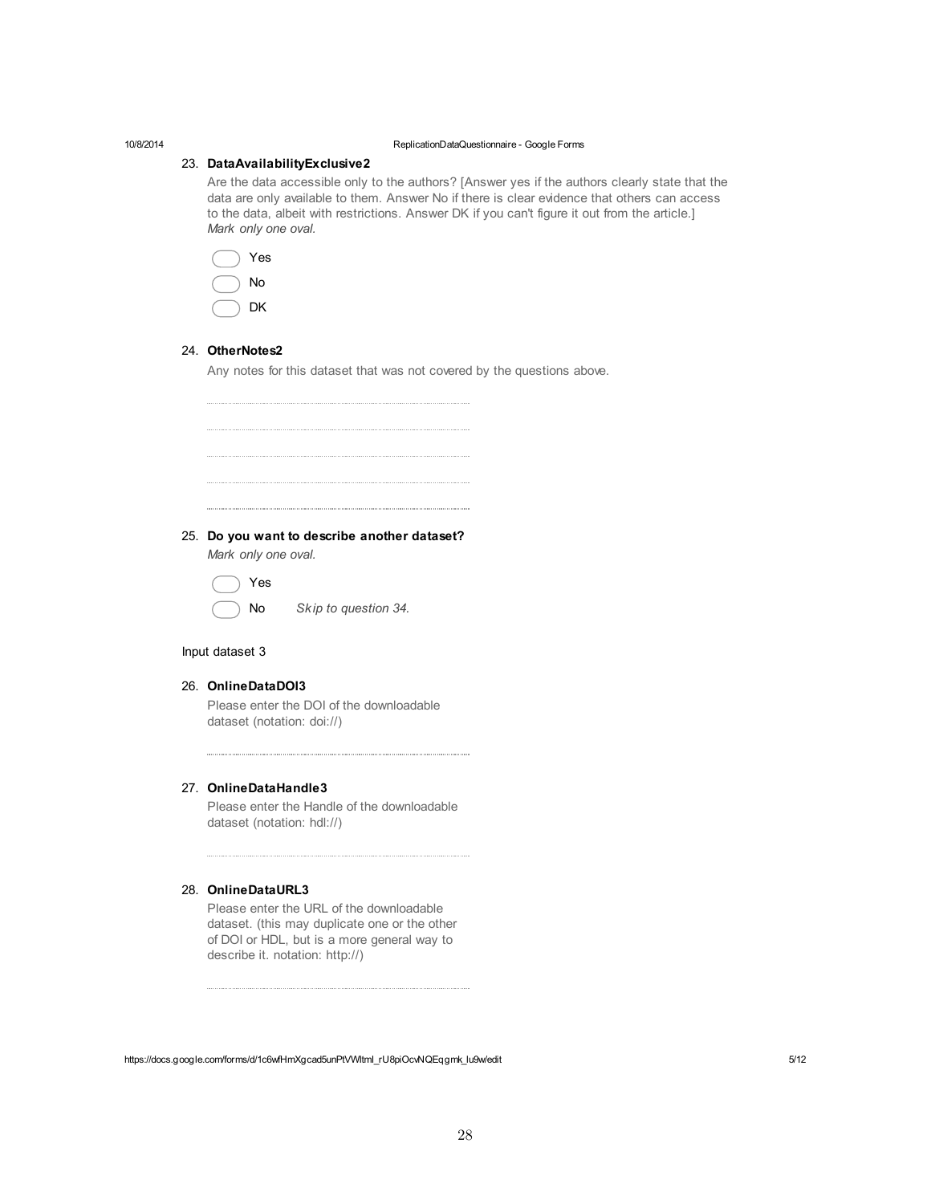23. **DataAvailabilityExclusive2**

    Are the data accessible only to the authors? [Answer yes if the authors clearly state that the data are only available to them. Answer No if there is clear evidence that others can access to the data, albeit with restrictions. Answer DK if you can't figure it out from the article.]
    *Mark only one oval.*

    - Yes
    - No
    - DK

24. **OtherNotes2**

    Any notes for this dataset that was not covered by the questions above.

25. **Do you want to describe another dataset?**

    *Mark only one oval.*

    - Yes
    - No *Skip to question 34.*

Input dataset 3

26. **OnlineDataDOI3**

    Please enter the DOI of the downloadable dataset (notation: doi://)

27. **OnlineDataHandle3**

    Please enter the Handle of the downloadable dataset (notation: hdl://)

28. **OnlineDataURL3**

    Please enter the URL of the downloadable dataset. (this may duplicate one or the other of DOI or HDL, but is a more general way to describe it. notation: http://)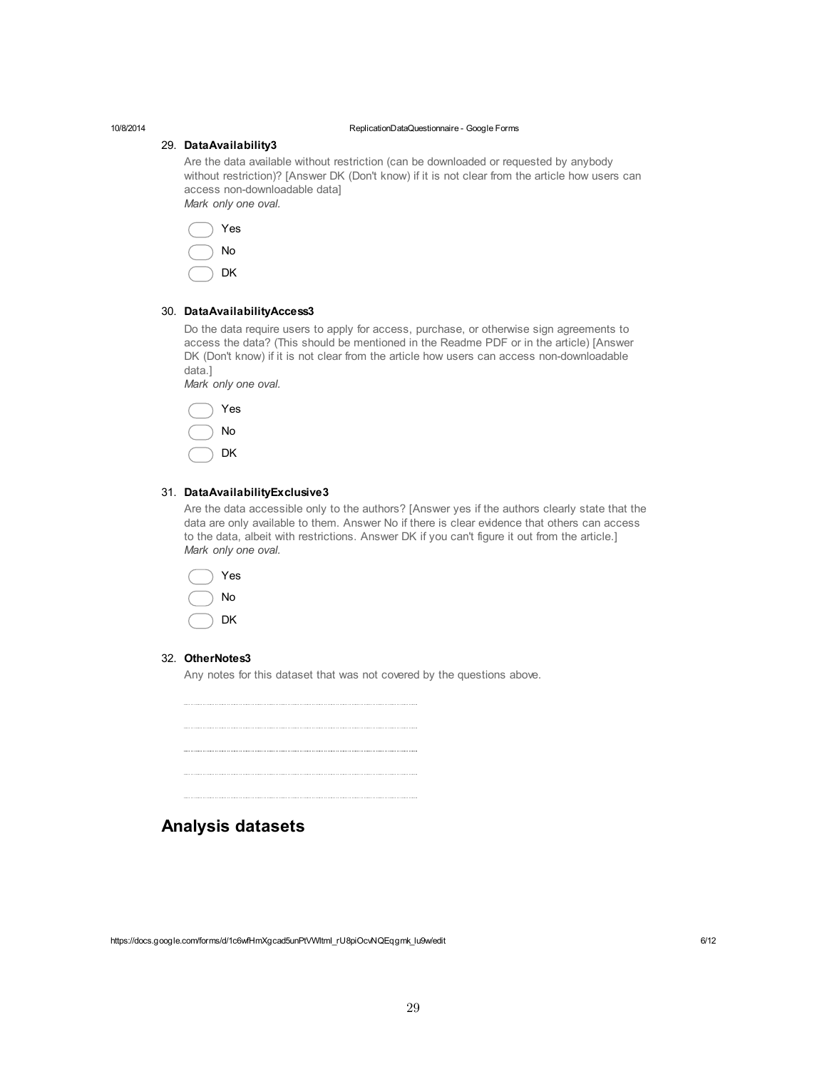29. **DataAvailability3**

Are the data available without restriction (can be downloaded or requested by anybody without restriction)? [Answer DK (Don't know) if it is not clear from the article how users can access non-downloadable data]

*Mark only one oval.*

- Yes
- No
- DK

30. **DataAvailabilityAccess3**

Do the data require users to apply for access, purchase, or otherwise sign agreements to access the data? (This should be mentioned in the Readme PDF or in the article) [Answer DK (Don't know) if it is not clear from the article how users can access non-downloadable data.]

*Mark only one oval.*

- Yes
- No
- DK

31. **DataAvailabilityExclusive3**

Are the data accessible only to the authors? [Answer yes if the authors clearly state that the data are only available to them. Answer No if there is clear evidence that others can access to the data, albeit with restrictions. Answer DK if you can't figure it out from the article.]

*Mark only one oval.*

- Yes
- No
- DK

32. **OtherNotes3**

Any notes for this dataset that was not covered by the questions above.

## Analysis datasets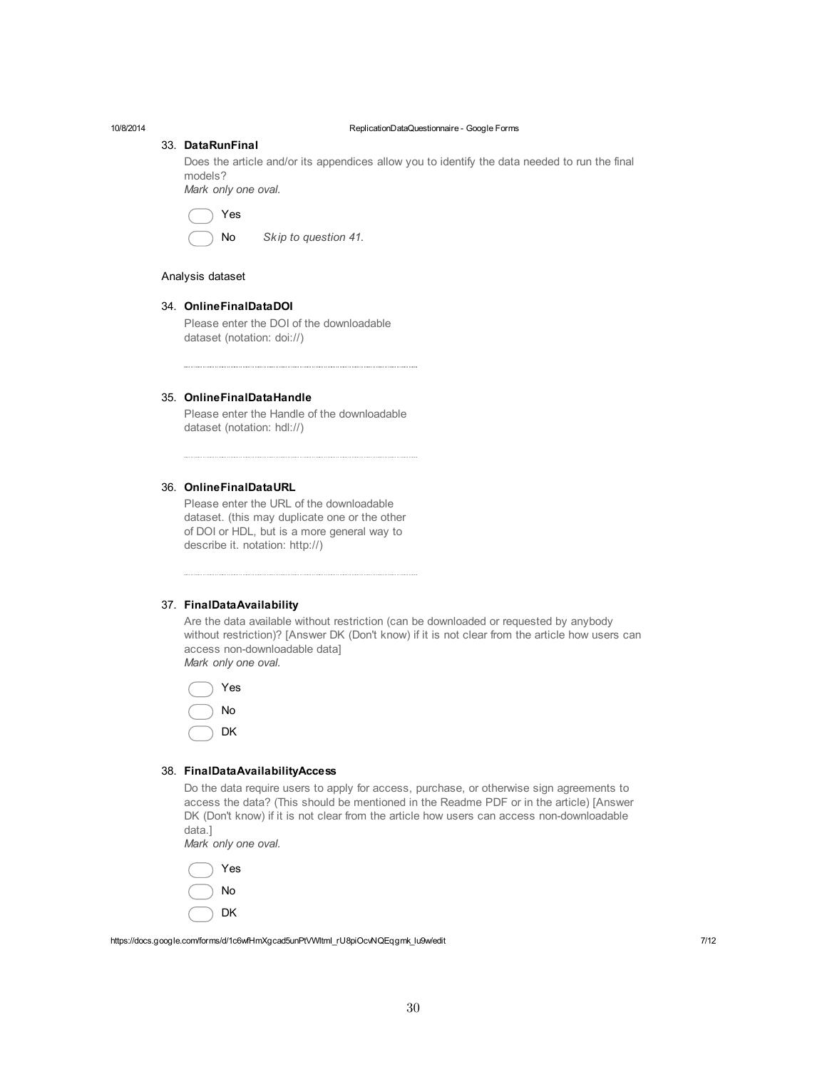33. **DataRunFinal**

Does the article and/or its appendices allow you to identify the data needed to run the final models?
*Mark only one oval.*

- Yes
- No *Skip to question 41.*

Analysis dataset

34. **OnlineFinalDataDOI**

Please enter the DOI of the downloadable dataset (notation: doi://)

35. **OnlineFinalDataHandle**

Please enter the Handle of the downloadable dataset (notation: hdl://)

36. **OnlineFinalDataURL**

Please enter the URL of the downloadable dataset. (this may duplicate one or the other of DOI or HDL, but is a more general way to describe it. notation: http://)

37. **FinalDataAvailability**

Are the data available without restriction (can be downloaded or requested by anybody without restriction)? [Answer DK (Don't know) if it is not clear from the article how users can access non-downloadable data]
*Mark only one oval.*

- Yes
- No
- DK

38. **FinalDataAvailabilityAccess**

Do the data require users to apply for access, purchase, or otherwise sign agreements to access the data? (This should be mentioned in the Readme PDF or in the article) [Answer DK (Don't know) if it is not clear from the article how users can access non-downloadable data.]
*Mark only one oval.*

- Yes
- No
- DK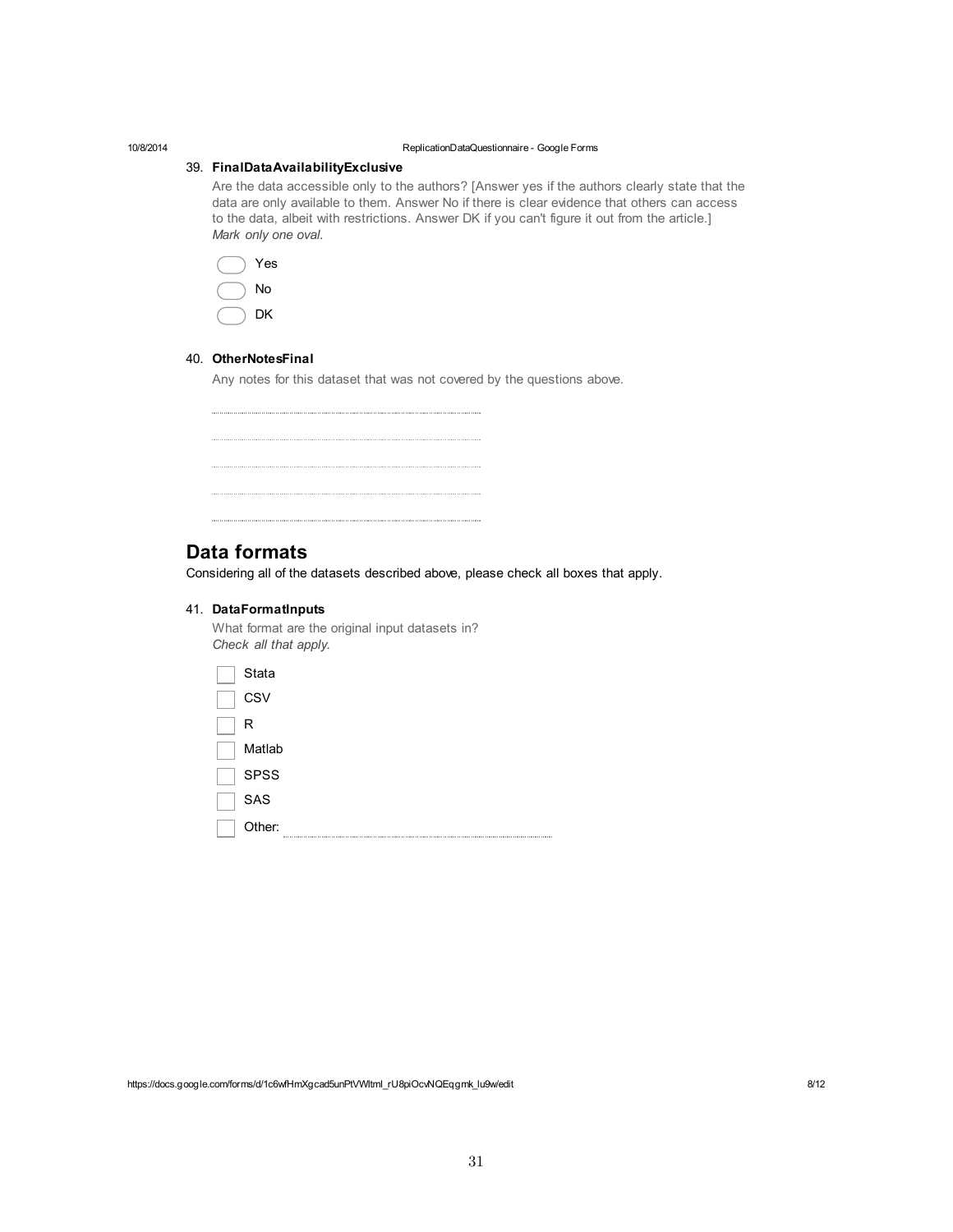39. **FinalDataAvailabilityExclusive**

Are the data accessible only to the authors? [Answer yes if the authors clearly state that the data are only available to them. Answer No if there is clear evidence that others can access to the data, albeit with restrictions. Answer DK if you can't figure it out from the article.]
*Mark only one oval.*

- ( ) Yes
- ( ) No
- ( ) DK

40. **OtherNotesFinal**

Any notes for this dataset that was not covered by the questions above.

..........................................................................

..........................................................................

..........................................................................

..........................................................................

..........................................................................

## Data formats

Considering all of the datasets described above, please check all boxes that apply.

41. **DataFormatInputs**

What format are the original input datasets in?
*Check all that apply.*

- [ ] Stata
- [ ] CSV
- [ ] R
- [ ] Matlab
- [ ] SPSS
- [ ] SAS
- [ ] Other: ..........................................................................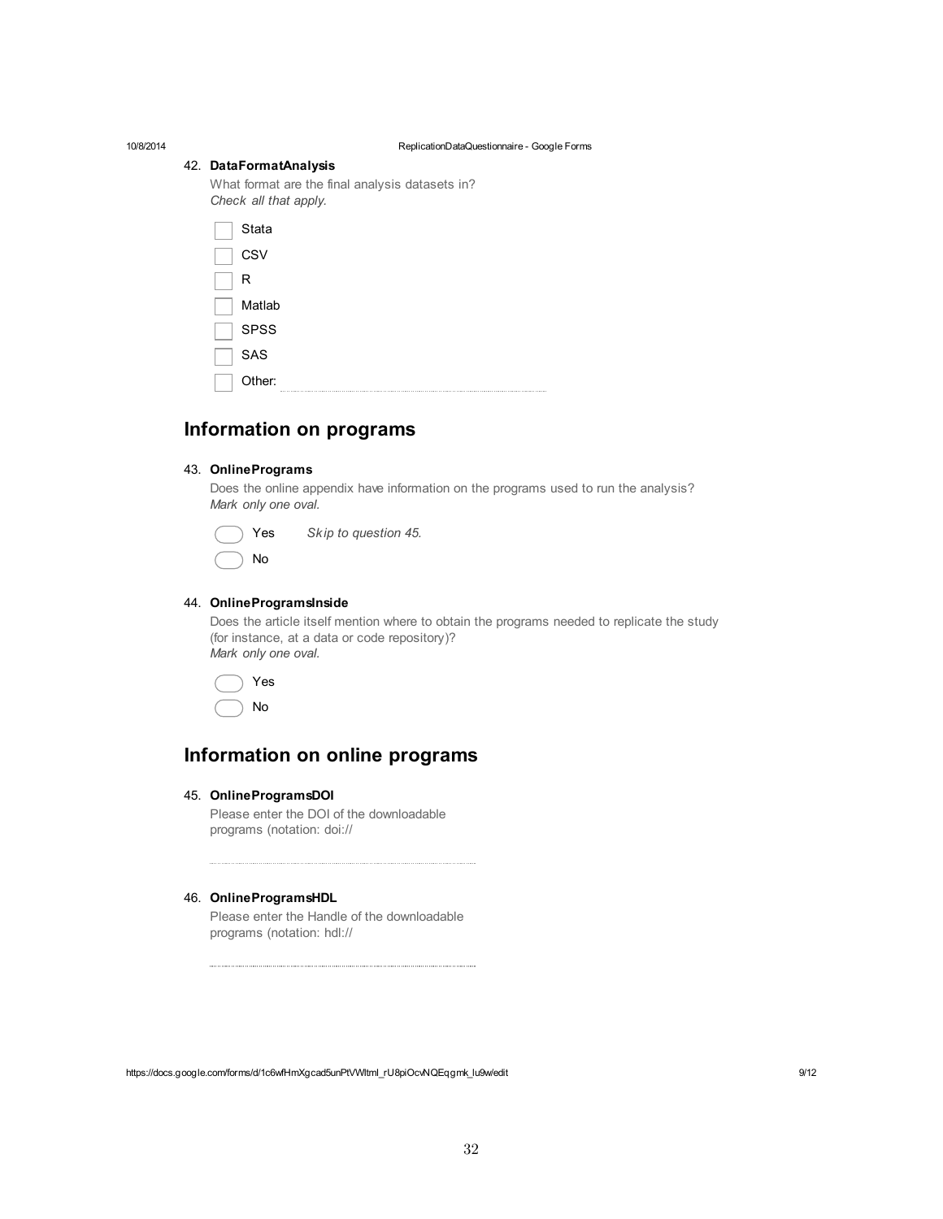42. **DataFormatAnalysis**

What format are the final analysis datasets in?
*Check all that apply.*

- [ ] Stata
- [ ] CSV
- [ ] R
- [ ] Matlab
- [ ] SPSS
- [ ] SAS
- [ ] Other: ____________________

## Information on programs

43. **OnlinePrograms**

Does the online appendix have information on the programs used to run the analysis?
*Mark only one oval.*

- ( ) Yes *Skip to question 45.*
- ( ) No

44. **OnlineProgramsInside**

Does the article itself mention where to obtain the programs needed to replicate the study (for instance, at a data or code repository)?
*Mark only one oval.*

- ( ) Yes
- ( ) No

## Information on online programs

45. **OnlineProgramsDOI**

Please enter the DOI of the downloadable programs (notation: doi://

____________________

46. **OnlineProgramsHDL**

Please enter the Handle of the downloadable programs (notation: hdl://

____________________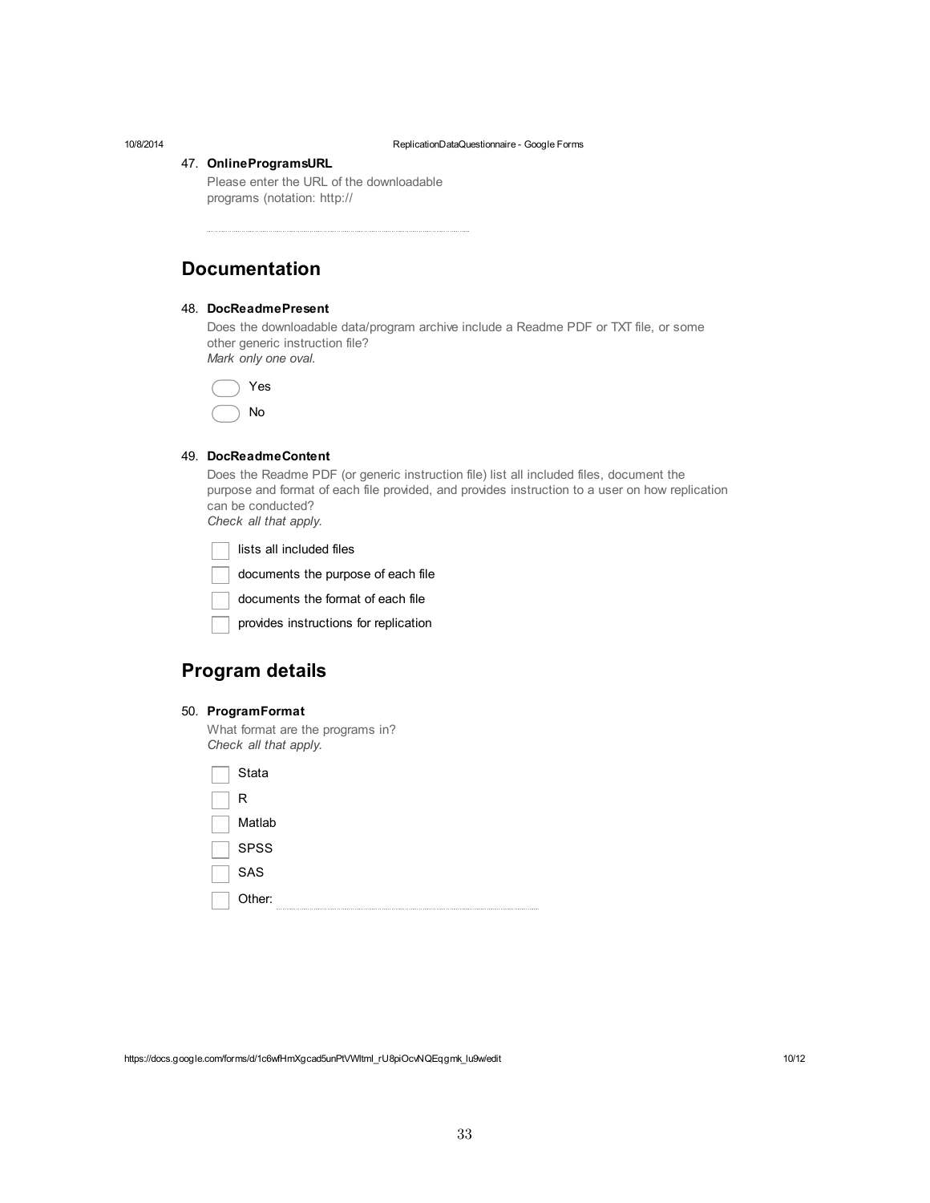47. **OnlineProgramsURL**

Please enter the URL of the downloadable programs (notation: http://

## Documentation

48. **DocReadmePresent**

Does the downloadable data/program archive include a Readme PDF or TXT file, or some other generic instruction file?
*Mark only one oval.*

- ( ) Yes
- ( ) No

49. **DocReadmeContent**

Does the Readme PDF (or generic instruction file) list all included files, document the purpose and format of each file provided, and provides instruction to a user on how replication can be conducted?
*Check all that apply.*

- [ ] lists all included files
- [ ] documents the purpose of each file
- [ ] documents the format of each file
- [ ] provides instructions for replication

## Program details

50. **ProgramFormat**

What format are the programs in?
*Check all that apply.*

- [ ] Stata
- [ ] R
- [ ] Matlab
- [ ] SPSS
- [ ] SAS
- [ ] Other: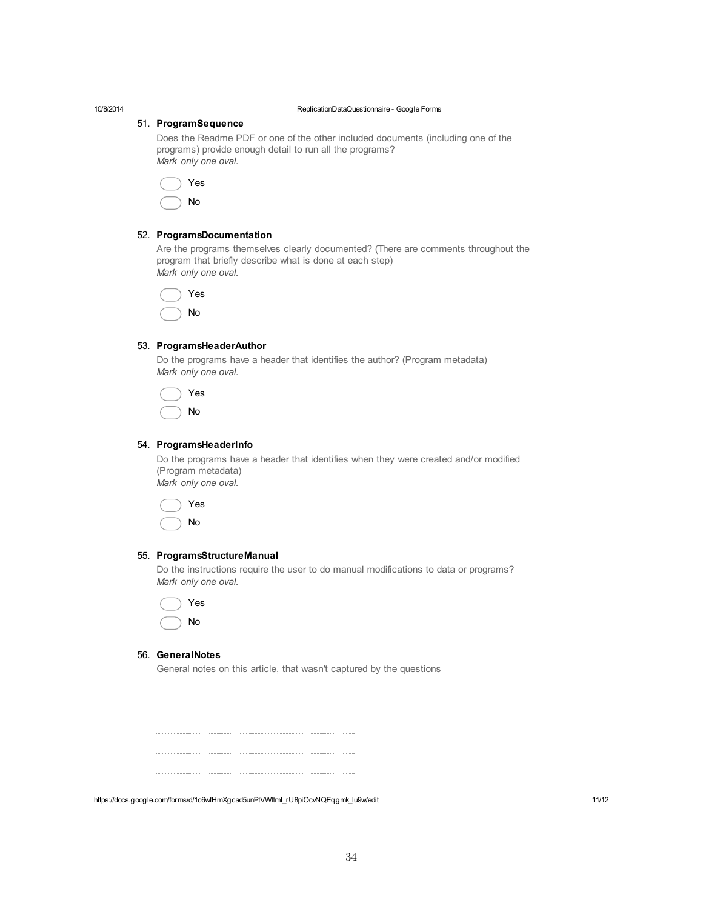51. **ProgramSequence**

Does the Readme PDF or one of the other included documents (including one of the programs) provide enough detail to run all the programs?
*Mark only one oval.*

- Yes
- No

52. **ProgramsDocumentation**

Are the programs themselves clearly documented? (There are comments throughout the program that briefly describe what is done at each step)
*Mark only one oval.*

- Yes
- No

53. **ProgramsHeaderAuthor**

Do the programs have a header that identifies the author? (Program metadata)
*Mark only one oval.*

- Yes
- No

54. **ProgramsHeaderInfo**

Do the programs have a header that identifies when they were created and/or modified (Program metadata)
*Mark only one oval.*

- Yes
- No

55. **ProgramsStructureManual**

Do the instructions require the user to do manual modifications to data or programs?
*Mark only one oval.*

- Yes
- No

56. **GeneralNotes**

General notes on this article, that wasn't captured by the questions

.......................................................................................................

.......................................................................................................

.......................................................................................................

.......................................................................................................

.......................................................................................................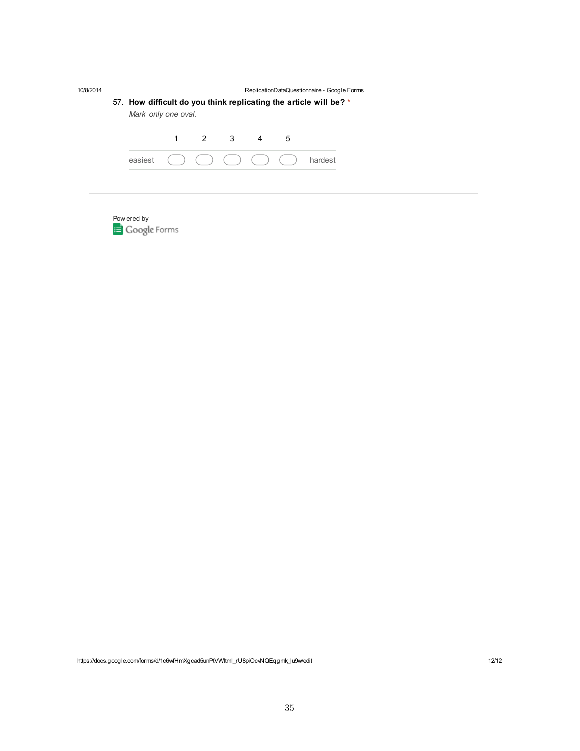57. **How difficult do you think replicating the article will be?** *

*Mark only one oval.*

| | 1 | 2 | 3 | 4 | 5 | |
|---|---|---|---|---|---|---|
| easiest | ⬭ | ⬭ | ⬭ | ⬭ | ⬭ | hardest |

Powered by Google Forms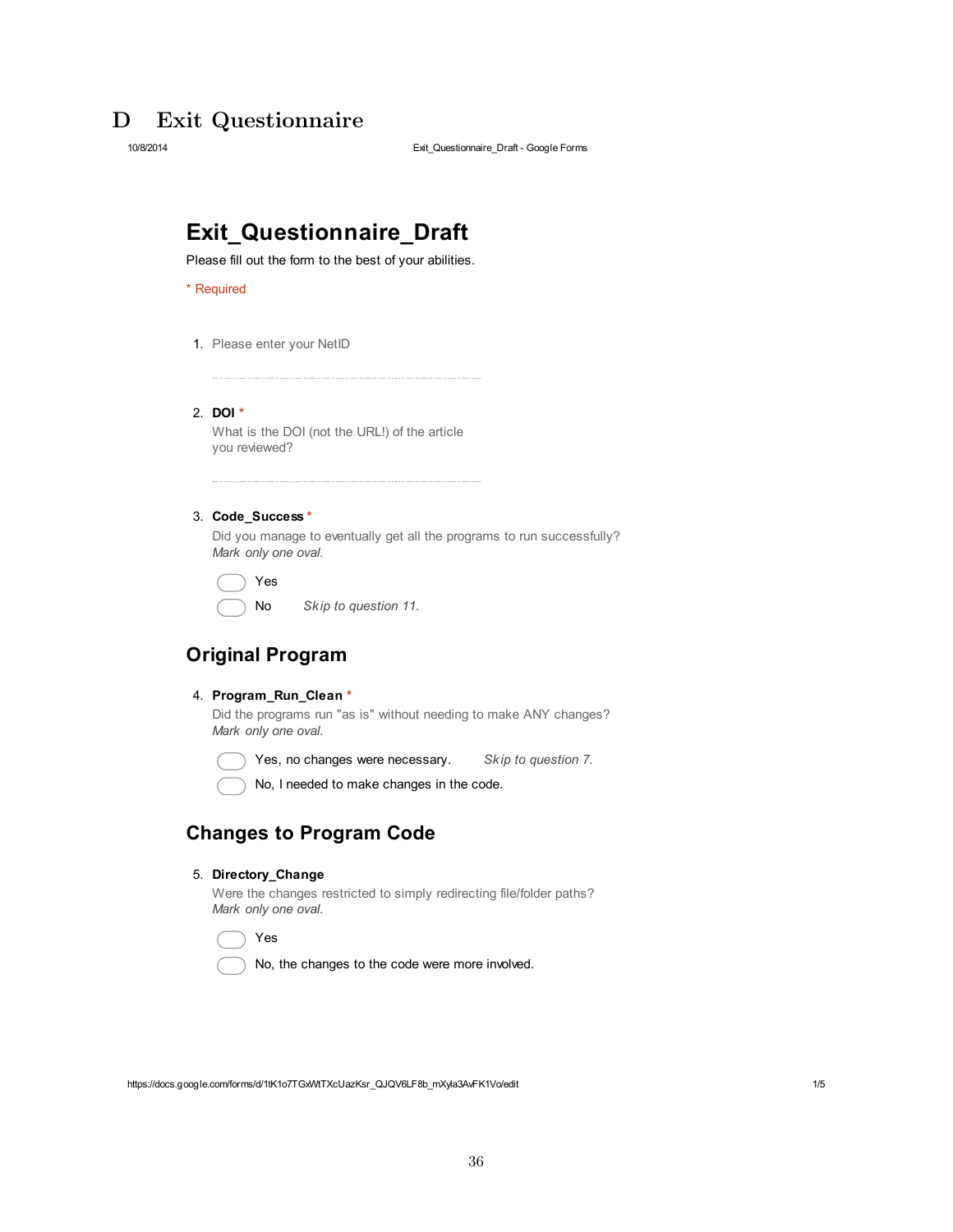# D Exit Questionnaire

## Exit_Questionnaire_Draft

Please fill out the form to the best of your abilities.

\* Required

1. Please enter your NetID

2. **DOI** *
   What is the DOI (not the URL!) of the article you reviewed?

3. **Code_Success** *
   Did you manage to eventually get all the programs to run successfully?
   *Mark only one oval.*
   - Yes
   - No *Skip to question 11.*

### Original Program

4. **Program_Run_Clean** *
   Did the programs run "as is" without needing to make ANY changes?
   *Mark only one oval.*
   - Yes, no changes were necessary. *Skip to question 7.*
   - No, I needed to make changes in the code.

### Changes to Program Code

5. **Directory_Change**
   Were the changes restricted to simply redirecting file/folder paths?
   *Mark only one oval.*
   - Yes
   - No, the changes to the code were more involved.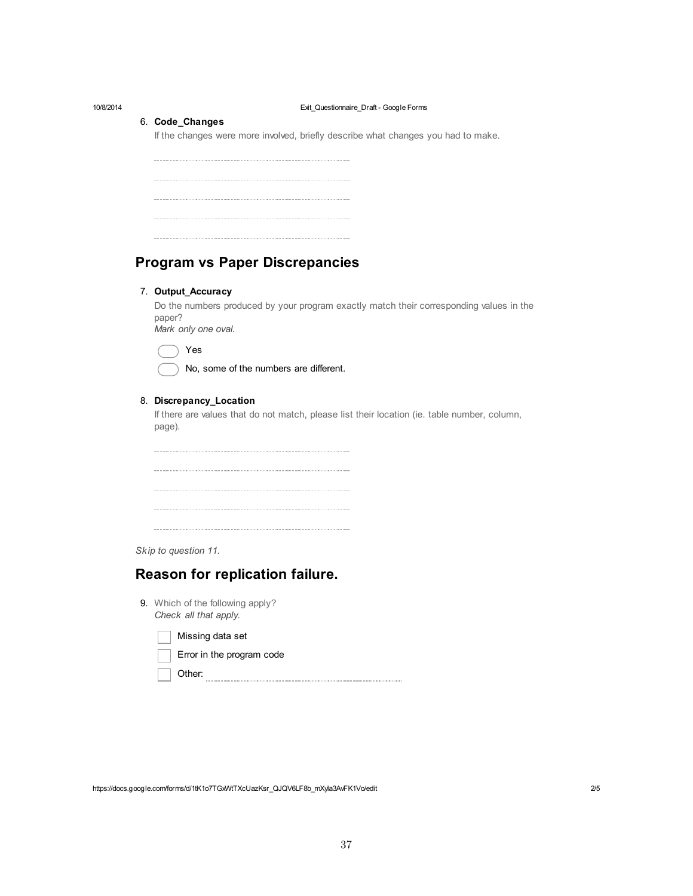6. **Code_Changes**

   If the changes were more involved, briefly describe what changes you had to make.

   ..........................................................................

   ..........................................................................

   ..........................................................................

   ..........................................................................

   ..........................................................................

## Program vs Paper Discrepancies

7. **Output_Accuracy**

   Do the numbers produced by your program exactly match their corresponding values in the paper?

   *Mark only one oval.*

   - ◯ Yes
   - ◯ No, some of the numbers are different.

8. **Discrepancy_Location**

   If there are values that do not match, please list their location (ie. table number, column, page).

   ..........................................................................

   ..........................................................................

   ..........................................................................

   ..........................................................................

   ..........................................................................

*Skip to question 11.*

## Reason for replication failure.

9. Which of the following apply?

   *Check all that apply.*

   - [ ] Missing data set
   - [ ] Error in the program code
   - [ ] Other: ..........................................................................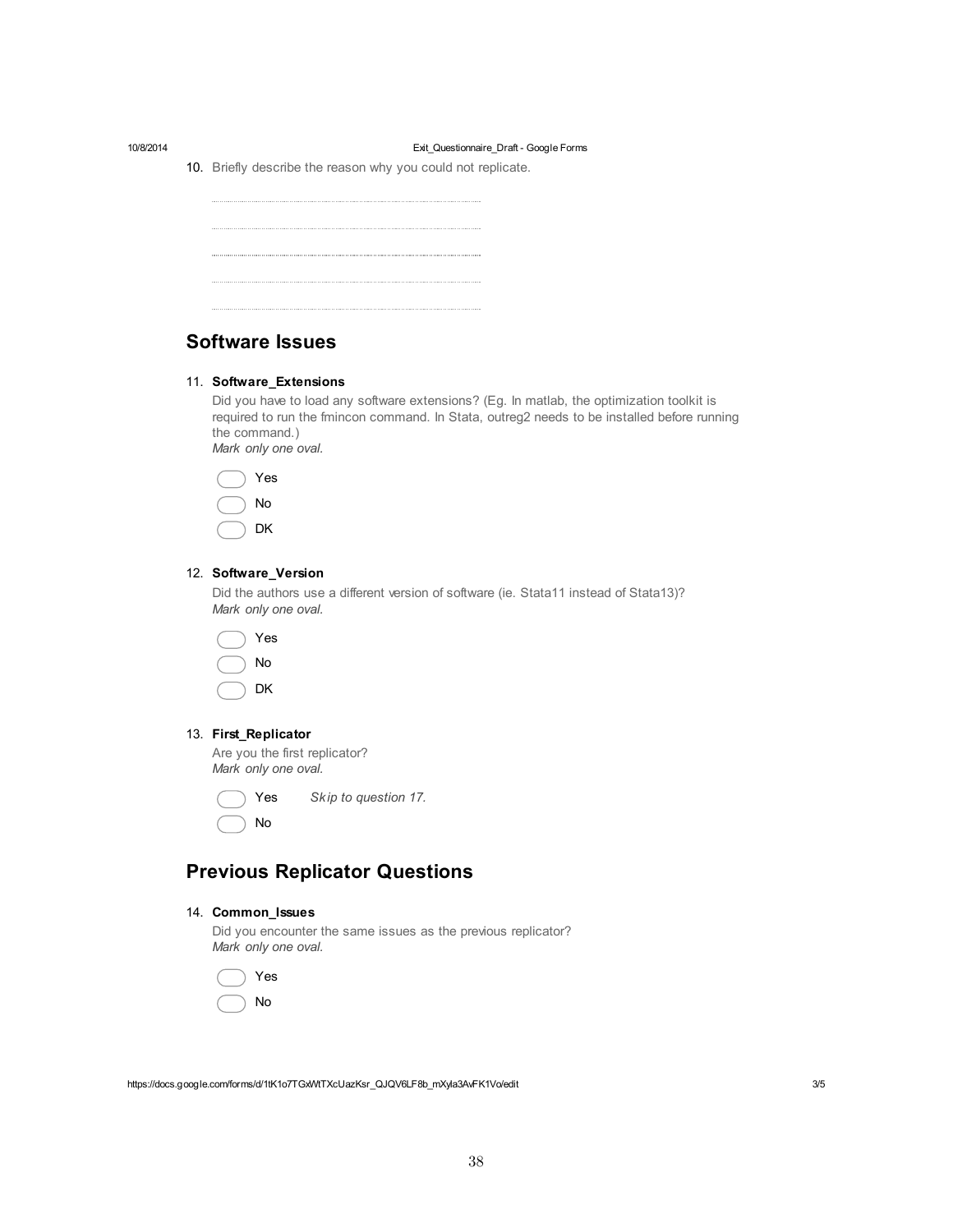10. Briefly describe the reason why you could not replicate.

## Software Issues

11. **Software_Extensions**

    Did you have to load any software extensions? (Eg. In matlab, the optimization toolkit is required to run the fmincon command. In Stata, outreg2 needs to be installed before running the command.)

    *Mark only one oval.*

    - Yes
    - No
    - DK

12. **Software_Version**

    Did the authors use a different version of software (ie. Stata11 instead of Stata13)?

    *Mark only one oval.*

    - Yes
    - No
    - DK

13. **First_Replicator**

    Are you the first replicator?

    *Mark only one oval.*

    - Yes *Skip to question 17.*
    - No

## Previous Replicator Questions

14. **Common_Issues**

    Did you encounter the same issues as the previous replicator?

    *Mark only one oval.*

    - Yes
    - No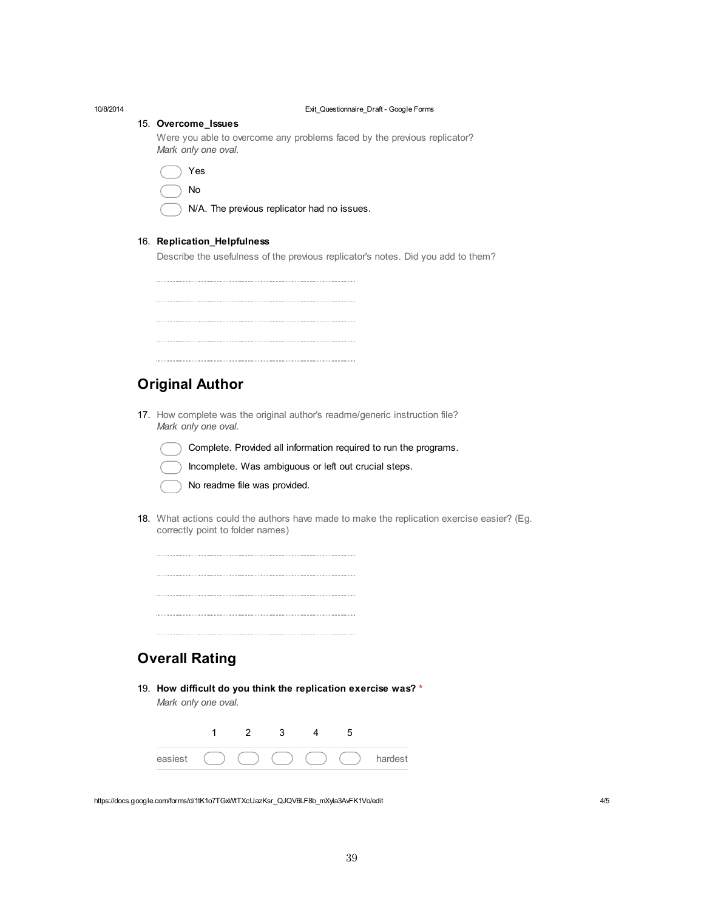15. **Overcome_Issues**

 Were you able to overcome any problems faced by the previous replicator?
 *Mark only one oval.*

 - ( ) Yes
 - ( ) No
 - ( ) N/A. The previous replicator had no issues.

16. **Replication_Helpfulness**

 Describe the usefulness of the previous replicator's notes. Did you add to them?

 ..............................................................................
 ..............................................................................
 ..............................................................................
 ..............................................................................
 ..............................................................................

## Original Author

17. How complete was the original author's readme/generic instruction file?
 *Mark only one oval.*

 - ( ) Complete. Provided all information required to run the programs.
 - ( ) Incomplete. Was ambiguous or left out crucial steps.
 - ( ) No readme file was provided.

18. What actions could the authors have made to make the replication exercise easier? (Eg. correctly point to folder names)

 ..............................................................................
 ..............................................................................
 ..............................................................................
 ..............................................................................
 ..............................................................................

## Overall Rating

19. **How difficult do you think the replication exercise was? ***
 *Mark only one oval.*

| | 1 | 2 | 3 | 4 | 5 | |
|---|---|---|---|---|---|---|
| easiest | ( ) | ( ) | ( ) | ( ) | ( ) | hardest |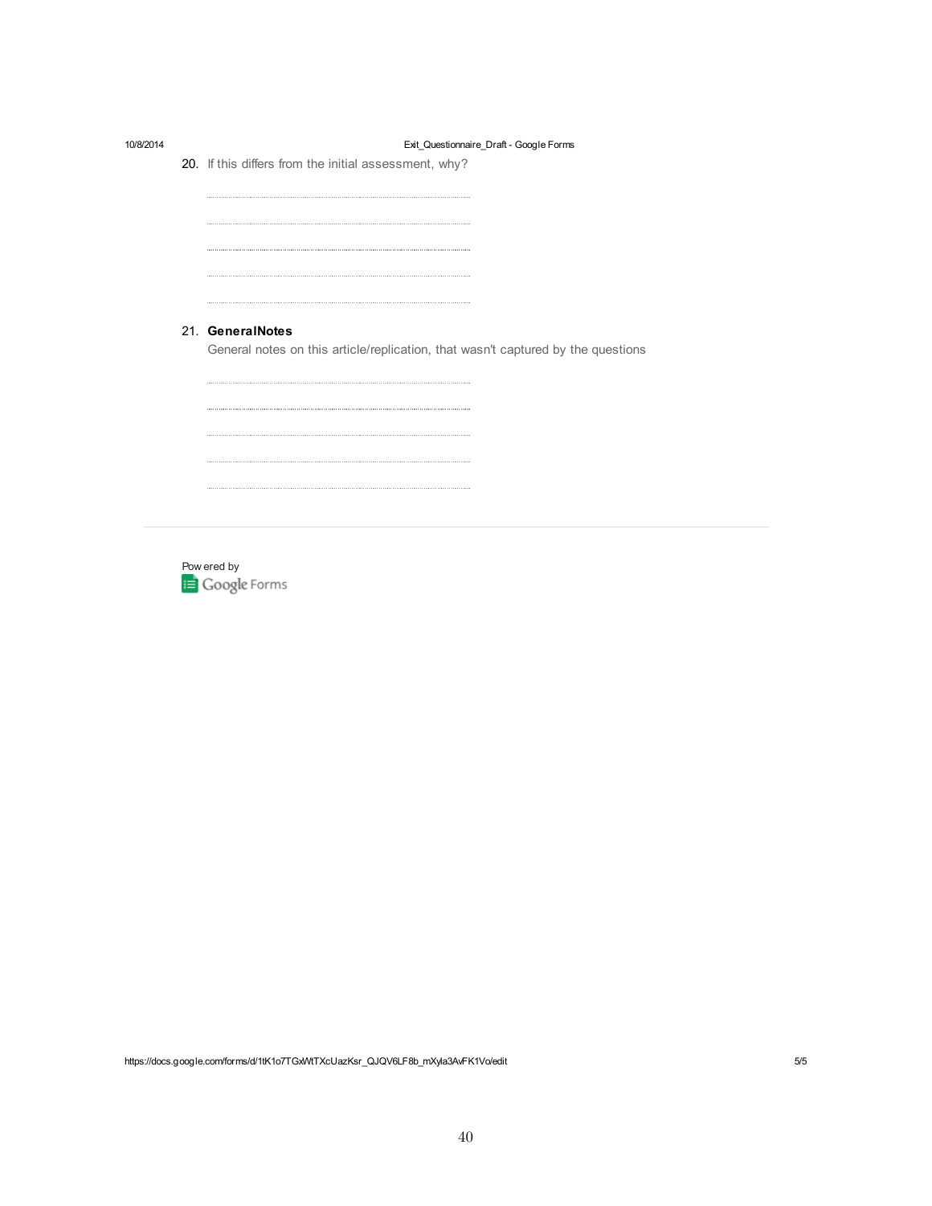20. If this differs from the initial assessment, why?

21. **GeneralNotes**

General notes on this article/replication, that wasn't captured by the questions

Powered by Google Forms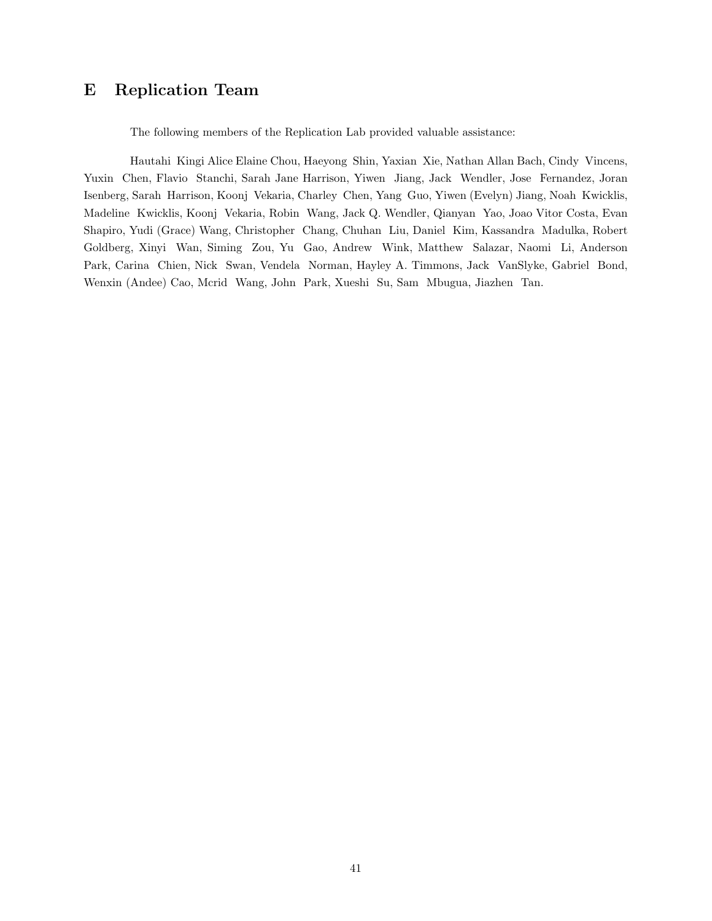# E Replication Team

The following members of the Replication Lab provided valuable assistance:

Hautahi Kingi Alice Elaine Chou, Haeyong Shin, Yaxian Xie, Nathan Allan Bach, Cindy Vincens, Yuxin Chen, Flavio Stanchi, Sarah Jane Harrison, Yiwen Jiang, Jack Wendler, Jose Fernandez, Joran Isenberg, Sarah Harrison, Koonj Vekaria, Charley Chen, Yang Guo, Yiwen (Evelyn) Jiang, Noah Kwicklis, Madeline Kwicklis, Koonj Vekaria, Robin Wang, Jack Q. Wendler, Qianyan Yao, Joao Vitor Costa, Evan Shapiro, Yudi (Grace) Wang, Christopher Chang, Chuhan Liu, Daniel Kim, Kassandra Madulka, Robert Goldberg, Xinyi Wan, Siming Zou, Yu Gao, Andrew Wink, Matthew Salazar, Naomi Li, Anderson Park, Carina Chien, Nick Swan, Vendela Norman, Hayley A. Timmons, Jack VanSlyke, Gabriel Bond, Wenxin (Andee) Cao, Mcrid Wang, John Park, Xueshi Su, Sam Mbugua, Jiazhen Tan.